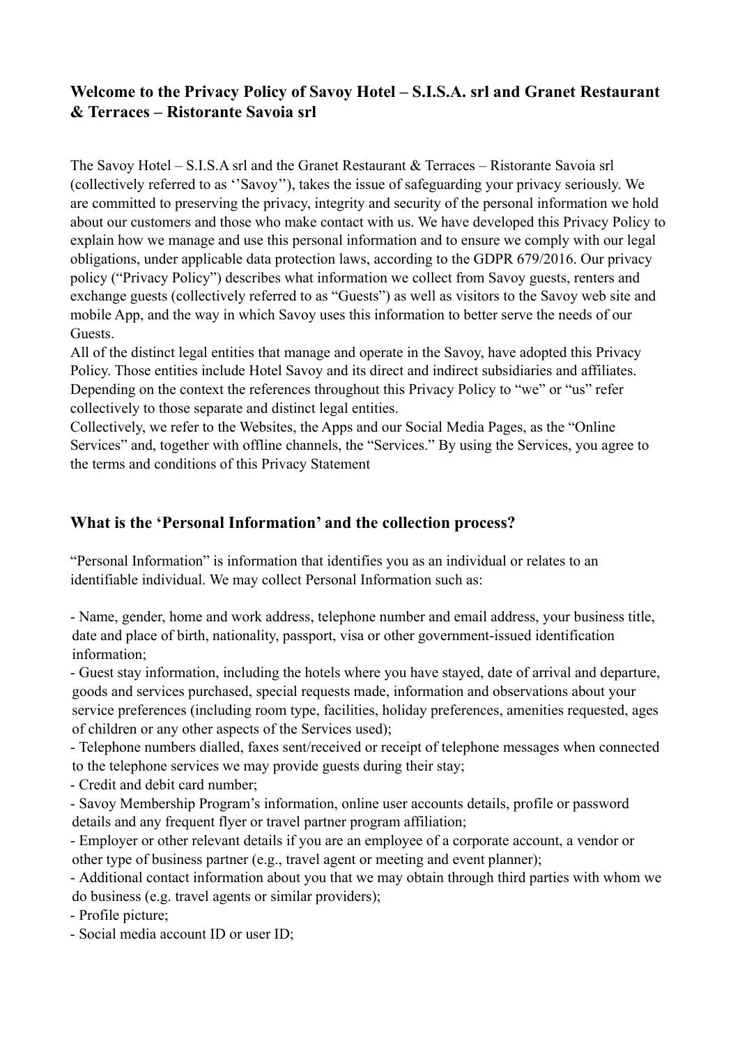## Welcome to the Privacy Policy of Savoy Hotel – S.I.S.A. srl and Granet Restaurant & Terraces – Ristorante Savoia srl

The Savoy Hotel – S.I.S.A srl and the Granet Restaurant & Terraces – Ristorante Savoia srl (collectively referred to as ‘’Savoy’’), takes the issue of safeguarding your privacy seriously. We are committed to preserving the privacy, integrity and security of the personal information we hold about our customers and those who make contact with us. We have developed this Privacy Policy to explain how we manage and use this personal information and to ensure we comply with our legal obligations, under applicable data protection laws, according to the GDPR 679/2016. Our privacy policy (“Privacy Policy”) describes what information we collect from Savoy guests, renters and exchange guests (collectively referred to as “Guests”) as well as visitors to the Savoy web site and mobile App, and the way in which Savoy uses this information to better serve the needs of our Guests.

All of the distinct legal entities that manage and operate in the Savoy, have adopted this Privacy Policy. Those entities include Hotel Savoy and its direct and indirect subsidiaries and affiliates. Depending on the context the references throughout this Privacy Policy to “we” or “us” refer collectively to those separate and distinct legal entities.

Collectively, we refer to the Websites, the Apps and our Social Media Pages, as the “Online Services” and, together with offline channels, the “Services.” By using the Services, you agree to the terms and conditions of this Privacy Statement

## What is the ‘Personal Information’ and the collection process?

“Personal Information” is information that identifies you as an individual or relates to an identifiable individual. We may collect Personal Information such as:

- Name, gender, home and work address, telephone number and email address, your business title, date and place of birth, nationality, passport, visa or other government-issued identification information;
- Guest stay information, including the hotels where you have stayed, date of arrival and departure, goods and services purchased, special requests made, information and observations about your service preferences (including room type, facilities, holiday preferences, amenities requested, ages of children or any other aspects of the Services used);
- Telephone numbers dialled, faxes sent/received or receipt of telephone messages when connected to the telephone services we may provide guests during their stay;
- Credit and debit card number;
- Savoy Membership Program’s information, online user accounts details, profile or password details and any frequent flyer or travel partner program affiliation;
- Employer or other relevant details if you are an employee of a corporate account, a vendor or other type of business partner (e.g., travel agent or meeting and event planner);
- Additional contact information about you that we may obtain through third parties with whom we do business (e.g. travel agents or similar providers);
- Profile picture;
- Social media account ID or user ID;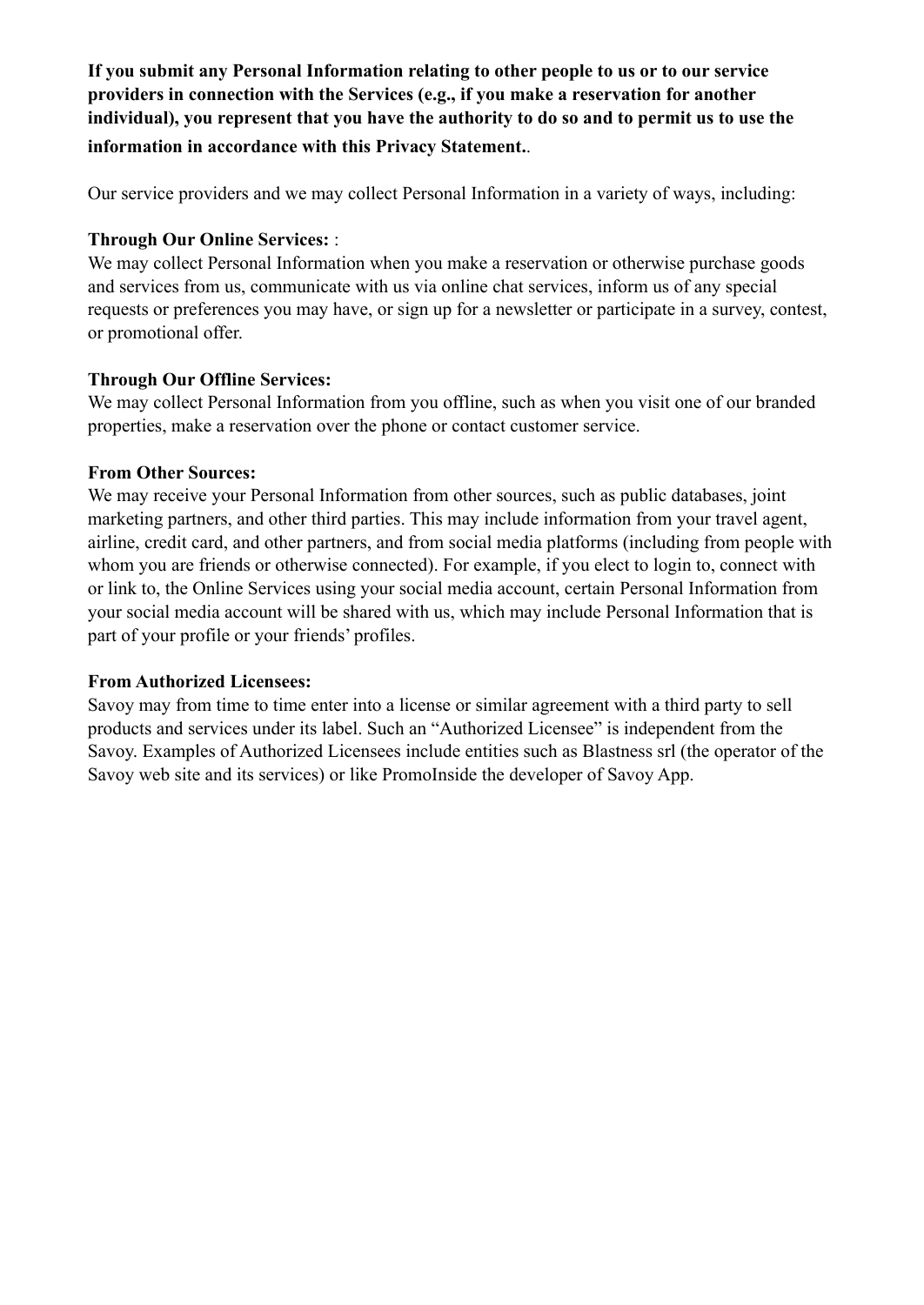**If you submit any Personal Information relating to other people to us or to our service providers in connection with the Services (e.g., if you make a reservation for another individual), you represent that you have the authority to do so and to permit us to use the information in accordance with this Privacy Statement.**.

Our service providers and we may collect Personal Information in a variety of ways, including:

**Through Our Online Services:** :
We may collect Personal Information when you make a reservation or otherwise purchase goods and services from us, communicate with us via online chat services, inform us of any special requests or preferences you may have, or sign up for a newsletter or participate in a survey, contest, or promotional offer.

**Through Our Offline Services:**
We may collect Personal Information from you offline, such as when you visit one of our branded properties, make a reservation over the phone or contact customer service.

**From Other Sources:**
We may receive your Personal Information from other sources, such as public databases, joint marketing partners, and other third parties. This may include information from your travel agent, airline, credit card, and other partners, and from social media platforms (including from people with whom you are friends or otherwise connected). For example, if you elect to login to, connect with or link to, the Online Services using your social media account, certain Personal Information from your social media account will be shared with us, which may include Personal Information that is part of your profile or your friends' profiles.

**From Authorized Licensees:**
Savoy may from time to time enter into a license or similar agreement with a third party to sell products and services under its label. Such an "Authorized Licensee" is independent from the Savoy. Examples of Authorized Licensees include entities such as Blastness srl (the operator of the Savoy web site and its services) or like PromoInside the developer of Savoy App.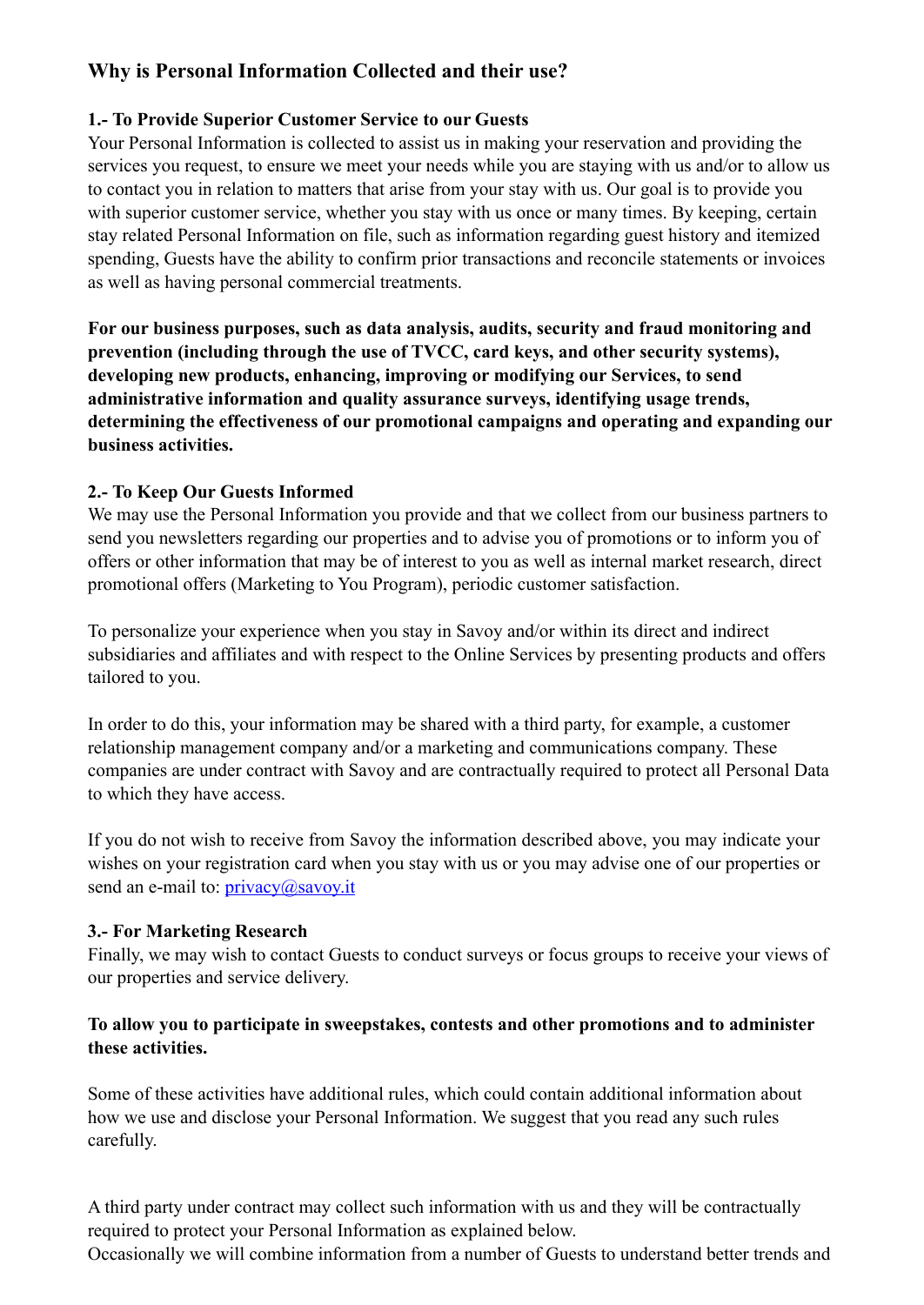## Why is Personal Information Collected and their use?

### 1.- To Provide Superior Customer Service to our Guests

Your Personal Information is collected to assist us in making your reservation and providing the services you request, to ensure we meet your needs while you are staying with us and/or to allow us to contact you in relation to matters that arise from your stay with us. Our goal is to provide you with superior customer service, whether you stay with us once or many times. By keeping, certain stay related Personal Information on file, such as information regarding guest history and itemized spending, Guests have the ability to confirm prior transactions and reconcile statements or invoices as well as having personal commercial treatments.

**For our business purposes, such as data analysis, audits, security and fraud monitoring and prevention (including through the use of TVCC, card keys, and other security systems), developing new products, enhancing, improving or modifying our Services, to send administrative information and quality assurance surveys, identifying usage trends, determining the effectiveness of our promotional campaigns and operating and expanding our business activities.**

### 2.- To Keep Our Guests Informed

We may use the Personal Information you provide and that we collect from our business partners to send you newsletters regarding our properties and to advise you of promotions or to inform you of offers or other information that may be of interest to you as well as internal market research, direct promotional offers (Marketing to You Program), periodic customer satisfaction.

To personalize your experience when you stay in Savoy and/or within its direct and indirect subsidiaries and affiliates and with respect to the Online Services by presenting products and offers tailored to you.

In order to do this, your information may be shared with a third party, for example, a customer relationship management company and/or a marketing and communications company. These companies are under contract with Savoy and are contractually required to protect all Personal Data to which they have access.

If you do not wish to receive from Savoy the information described above, you may indicate your wishes on your registration card when you stay with us or you may advise one of our properties or send an e-mail to: privacy@savoy.it

### 3.- For Marketing Research

Finally, we may wish to contact Guests to conduct surveys or focus groups to receive your views of our properties and service delivery.

**To allow you to participate in sweepstakes, contests and other promotions and to administer these activities.**

Some of these activities have additional rules, which could contain additional information about how we use and disclose your Personal Information. We suggest that you read any such rules carefully.

A third party under contract may collect such information with us and they will be contractually required to protect your Personal Information as explained below.
Occasionally we will combine information from a number of Guests to understand better trends and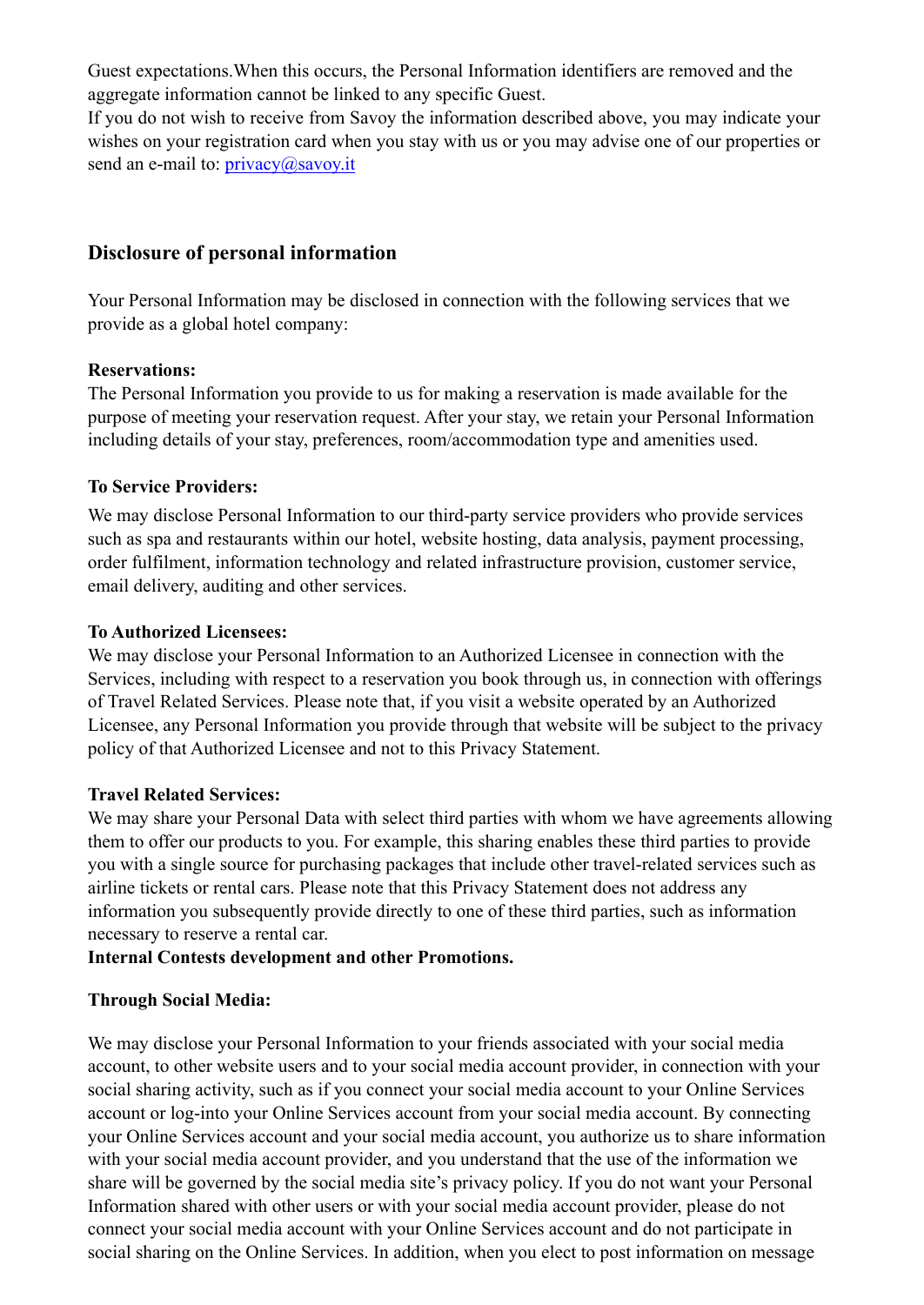Guest expectations.When this occurs, the Personal Information identifiers are removed and the aggregate information cannot be linked to any specific Guest.

If you do not wish to receive from Savoy the information described above, you may indicate your wishes on your registration card when you stay with us or you may advise one of our properties or send an e-mail to: privacy@savoy.it

## Disclosure of personal information

Your Personal Information may be disclosed in connection with the following services that we provide as a global hotel company:

**Reservations:**
The Personal Information you provide to us for making a reservation is made available for the purpose of meeting your reservation request. After your stay, we retain your Personal Information including details of your stay, preferences, room/accommodation type and amenities used.

**To Service Providers:**

We may disclose Personal Information to our third-party service providers who provide services such as spa and restaurants within our hotel, website hosting, data analysis, payment processing, order fulfilment, information technology and related infrastructure provision, customer service, email delivery, auditing and other services.

**To Authorized Licensees:**
We may disclose your Personal Information to an Authorized Licensee in connection with the Services, including with respect to a reservation you book through us, in connection with offerings of Travel Related Services. Please note that, if you visit a website operated by an Authorized Licensee, any Personal Information you provide through that website will be subject to the privacy policy of that Authorized Licensee and not to this Privacy Statement.

**Travel Related Services:**
We may share your Personal Data with select third parties with whom we have agreements allowing them to offer our products to you. For example, this sharing enables these third parties to provide you with a single source for purchasing packages that include other travel-related services such as airline tickets or rental cars. Please note that this Privacy Statement does not address any information you subsequently provide directly to one of these third parties, such as information necessary to reserve a rental car.
**Internal Contests development and other Promotions.**

**Through Social Media:**

We may disclose your Personal Information to your friends associated with your social media account, to other website users and to your social media account provider, in connection with your social sharing activity, such as if you connect your social media account to your Online Services account or log-into your Online Services account from your social media account. By connecting your Online Services account and your social media account, you authorize us to share information with your social media account provider, and you understand that the use of the information we share will be governed by the social media site's privacy policy. If you do not want your Personal Information shared with other users or with your social media account provider, please do not connect your social media account with your Online Services account and do not participate in social sharing on the Online Services. In addition, when you elect to post information on message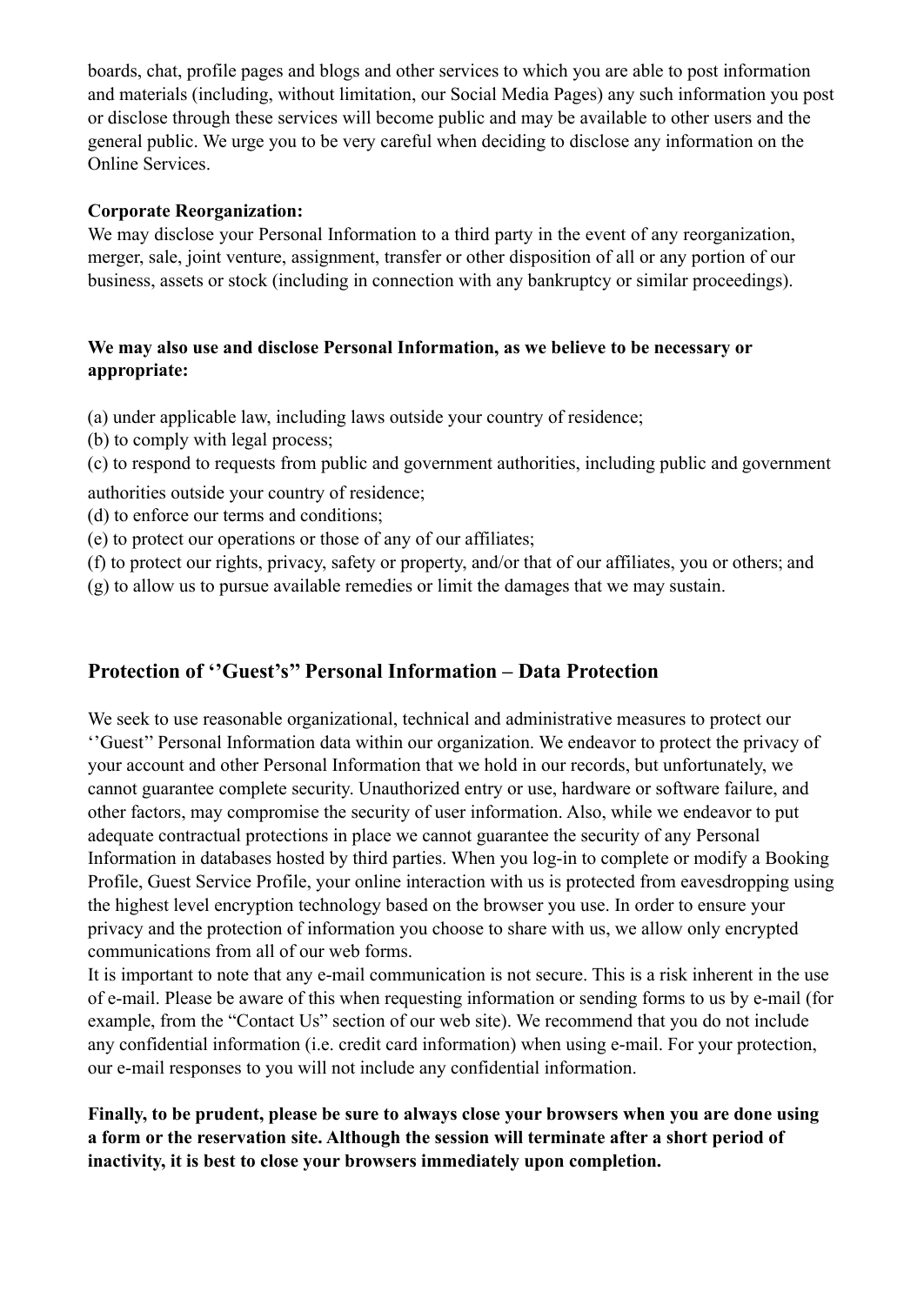boards, chat, profile pages and blogs and other services to which you are able to post information and materials (including, without limitation, our Social Media Pages) any such information you post or disclose through these services will become public and may be available to other users and the general public. We urge you to be very careful when deciding to disclose any information on the Online Services.

**Corporate Reorganization:**
We may disclose your Personal Information to a third party in the event of any reorganization, merger, sale, joint venture, assignment, transfer or other disposition of all or any portion of our business, assets or stock (including in connection with any bankruptcy or similar proceedings).

**We may also use and disclose Personal Information, as we believe to be necessary or appropriate:**

(a) under applicable law, including laws outside your country of residence;
(b) to comply with legal process;
(c) to respond to requests from public and government authorities, including public and government authorities outside your country of residence;
(d) to enforce our terms and conditions;
(e) to protect our operations or those of any of our affiliates;
(f) to protect our rights, privacy, safety or property, and/or that of our affiliates, you or others; and
(g) to allow us to pursue available remedies or limit the damages that we may sustain.

## Protection of ''Guest's'' Personal Information – Data Protection

We seek to use reasonable organizational, technical and administrative measures to protect our ''Guest'' Personal Information data within our organization. We endeavor to protect the privacy of your account and other Personal Information that we hold in our records, but unfortunately, we cannot guarantee complete security. Unauthorized entry or use, hardware or software failure, and other factors, may compromise the security of user information. Also, while we endeavor to put adequate contractual protections in place we cannot guarantee the security of any Personal Information in databases hosted by third parties. When you log-in to complete or modify a Booking Profile, Guest Service Profile, your online interaction with us is protected from eavesdropping using the highest level encryption technology based on the browser you use. In order to ensure your privacy and the protection of information you choose to share with us, we allow only encrypted communications from all of our web forms.
It is important to note that any e-mail communication is not secure. This is a risk inherent in the use of e-mail. Please be aware of this when requesting information or sending forms to us by e-mail (for example, from the "Contact Us" section of our web site). We recommend that you do not include any confidential information (i.e. credit card information) when using e-mail. For your protection, our e-mail responses to you will not include any confidential information.

**Finally, to be prudent, please be sure to always close your browsers when you are done using a form or the reservation site. Although the session will terminate after a short period of inactivity, it is best to close your browsers immediately upon completion.**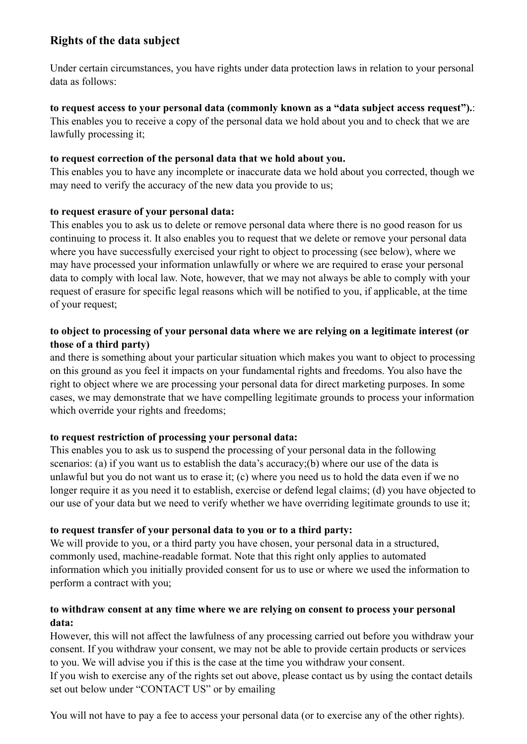## Rights of the data subject

Under certain circumstances, you have rights under data protection laws in relation to your personal data as follows:

**to request access to your personal data (commonly known as a "data subject access request").**: This enables you to receive a copy of the personal data we hold about you and to check that we are lawfully processing it;

**to request correction of the personal data that we hold about you.**
This enables you to have any incomplete or inaccurate data we hold about you corrected, though we may need to verify the accuracy of the new data you provide to us;

**to request erasure of your personal data:**
This enables you to ask us to delete or remove personal data where there is no good reason for us continuing to process it. It also enables you to request that we delete or remove your personal data where you have successfully exercised your right to object to processing (see below), where we may have processed your information unlawfully or where we are required to erase your personal data to comply with local law. Note, however, that we may not always be able to comply with your request of erasure for specific legal reasons which will be notified to you, if applicable, at the time of your request;

**to object to processing of your personal data where we are relying on a legitimate interest (or those of a third party)**
and there is something about your particular situation which makes you want to object to processing on this ground as you feel it impacts on your fundamental rights and freedoms. You also have the right to object where we are processing your personal data for direct marketing purposes. In some cases, we may demonstrate that we have compelling legitimate grounds to process your information which override your rights and freedoms;

**to request restriction of processing your personal data:**
This enables you to ask us to suspend the processing of your personal data in the following scenarios: (a) if you want us to establish the data's accuracy;(b) where our use of the data is unlawful but you do not want us to erase it; (c) where you need us to hold the data even if we no longer require it as you need it to establish, exercise or defend legal claims; (d) you have objected to our use of your data but we need to verify whether we have overriding legitimate grounds to use it;

**to request transfer of your personal data to you or to a third party:**
We will provide to you, or a third party you have chosen, your personal data in a structured, commonly used, machine-readable format. Note that this right only applies to automated information which you initially provided consent for us to use or where we used the information to perform a contract with you;

**to withdraw consent at any time where we are relying on consent to process your personal data:**
However, this will not affect the lawfulness of any processing carried out before you withdraw your consent. If you withdraw your consent, we may not be able to provide certain products or services to you. We will advise you if this is the case at the time you withdraw your consent.
If you wish to exercise any of the rights set out above, please contact us by using the contact details set out below under "CONTACT US" or by emailing

You will not have to pay a fee to access your personal data (or to exercise any of the other rights).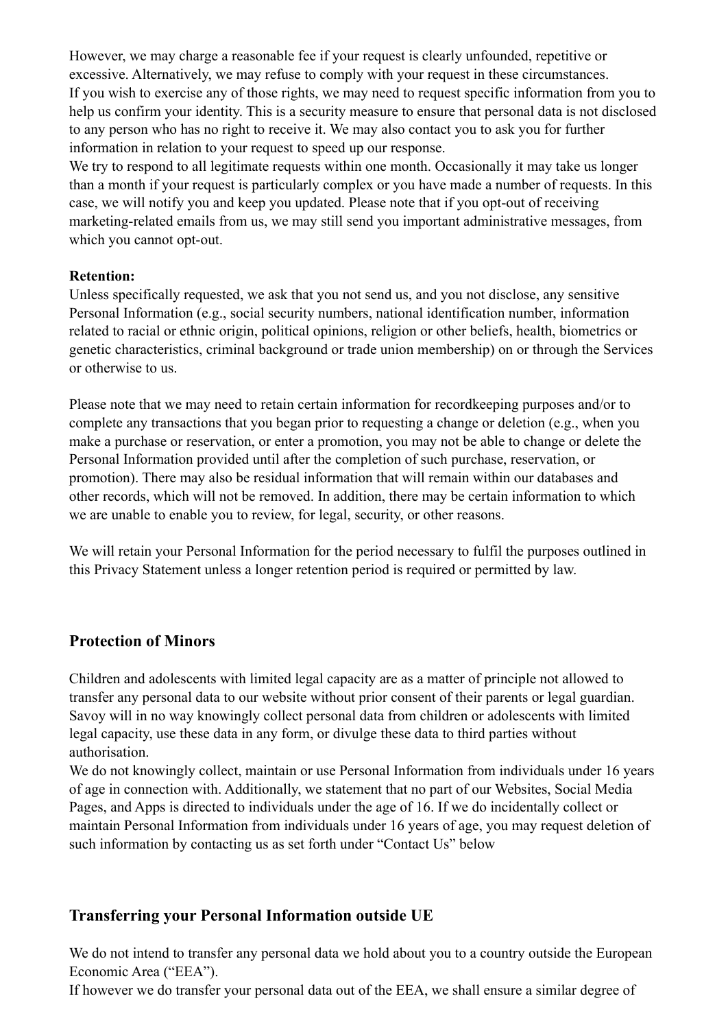However, we may charge a reasonable fee if your request is clearly unfounded, repetitive or excessive. Alternatively, we may refuse to comply with your request in these circumstances.
If you wish to exercise any of those rights, we may need to request specific information from you to help us confirm your identity. This is a security measure to ensure that personal data is not disclosed to any person who has no right to receive it. We may also contact you to ask you for further information in relation to your request to speed up our response.
We try to respond to all legitimate requests within one month. Occasionally it may take us longer than a month if your request is particularly complex or you have made a number of requests. In this case, we will notify you and keep you updated. Please note that if you opt-out of receiving marketing-related emails from us, we may still send you important administrative messages, from which you cannot opt-out.

**Retention:**
Unless specifically requested, we ask that you not send us, and you not disclose, any sensitive Personal Information (e.g., social security numbers, national identification number, information related to racial or ethnic origin, political opinions, religion or other beliefs, health, biometrics or genetic characteristics, criminal background or trade union membership) on or through the Services or otherwise to us.

Please note that we may need to retain certain information for recordkeeping purposes and/or to complete any transactions that you began prior to requesting a change or deletion (e.g., when you make a purchase or reservation, or enter a promotion, you may not be able to change or delete the Personal Information provided until after the completion of such purchase, reservation, or promotion). There may also be residual information that will remain within our databases and other records, which will not be removed. In addition, there may be certain information to which we are unable to enable you to review, for legal, security, or other reasons.

We will retain your Personal Information for the period necessary to fulfil the purposes outlined in this Privacy Statement unless a longer retention period is required or permitted by law.

## Protection of Minors

Children and adolescents with limited legal capacity are as a matter of principle not allowed to transfer any personal data to our website without prior consent of their parents or legal guardian. Savoy will in no way knowingly collect personal data from children or adolescents with limited legal capacity, use these data in any form, or divulge these data to third parties without authorisation.
We do not knowingly collect, maintain or use Personal Information from individuals under 16 years of age in connection with. Additionally, we statement that no part of our Websites, Social Media Pages, and Apps is directed to individuals under the age of 16. If we do incidentally collect or maintain Personal Information from individuals under 16 years of age, you may request deletion of such information by contacting us as set forth under "Contact Us" below

## Transferring your Personal Information outside UE

We do not intend to transfer any personal data we hold about you to a country outside the European Economic Area ("EEA").
If however we do transfer your personal data out of the EEA, we shall ensure a similar degree of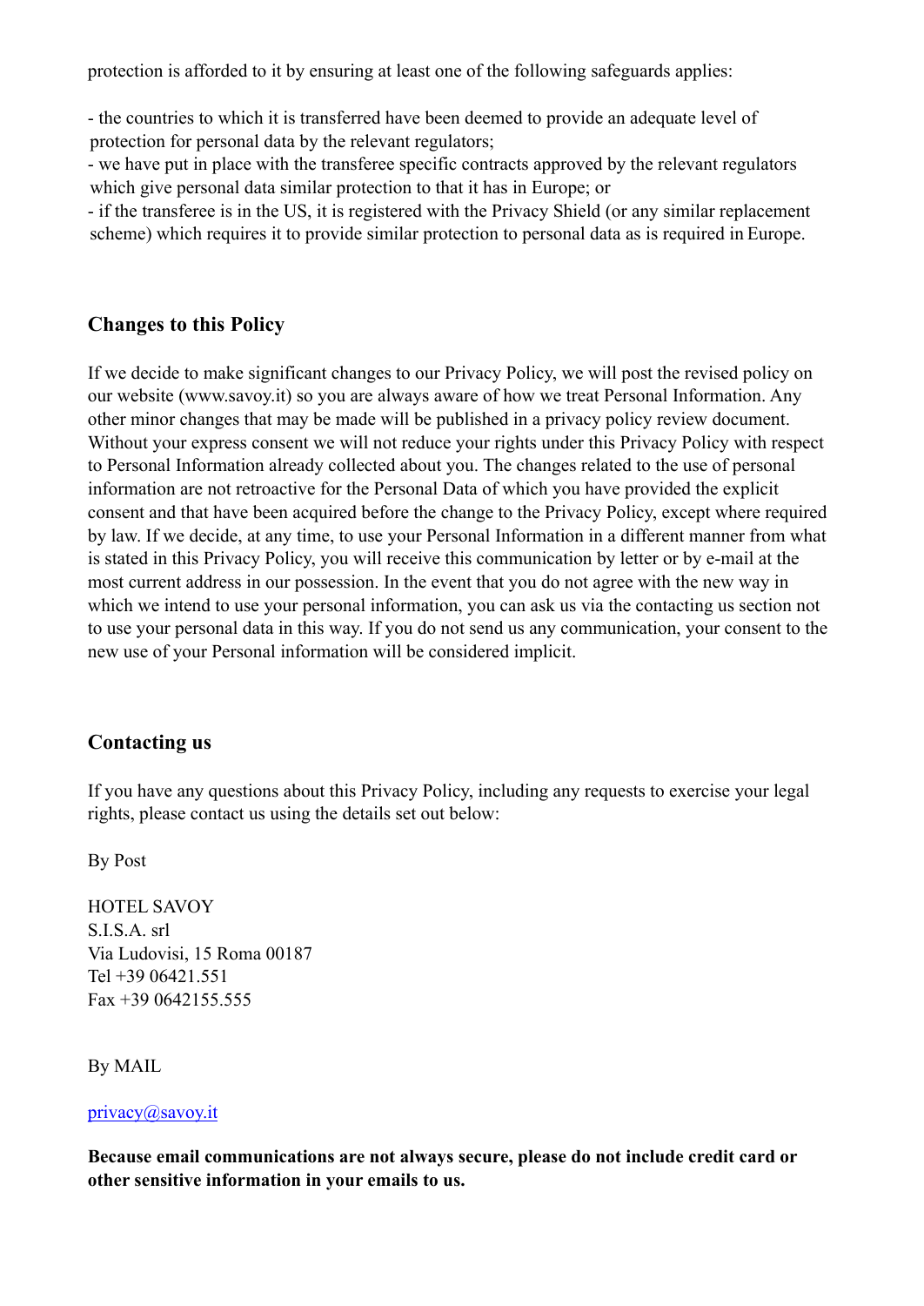protection is afforded to it by ensuring at least one of the following safeguards applies:

- the countries to which it is transferred have been deemed to provide an adequate level of protection for personal data by the relevant regulators;
- we have put in place with the transferee specific contracts approved by the relevant regulators which give personal data similar protection to that it has in Europe; or
- if the transferee is in the US, it is registered with the Privacy Shield (or any similar replacement scheme) which requires it to provide similar protection to personal data as is required in Europe.

### Changes to this Policy

If we decide to make significant changes to our Privacy Policy, we will post the revised policy on our website (www.savoy.it) so you are always aware of how we treat Personal Information. Any other minor changes that may be made will be published in a privacy policy review document. Without your express consent we will not reduce your rights under this Privacy Policy with respect to Personal Information already collected about you. The changes related to the use of personal information are not retroactive for the Personal Data of which you have provided the explicit consent and that have been acquired before the change to the Privacy Policy, except where required by law. If we decide, at any time, to use your Personal Information in a different manner from what is stated in this Privacy Policy, you will receive this communication by letter or by e-mail at the most current address in our possession. In the event that you do not agree with the new way in which we intend to use your personal information, you can ask us via the contacting us section not to use your personal data in this way. If you do not send us any communication, your consent to the new use of your Personal information will be considered implicit.

### Contacting us

If you have any questions about this Privacy Policy, including any requests to exercise your legal rights, please contact us using the details set out below:

By Post

HOTEL SAVOY
S.I.S.A. srl
Via Ludovisi, 15 Roma 00187
Tel +39 06421.551
Fax +39 0642155.555

By MAIL

privacy@savoy.it

**Because email communications are not always secure, please do not include credit card or other sensitive information in your emails to us.**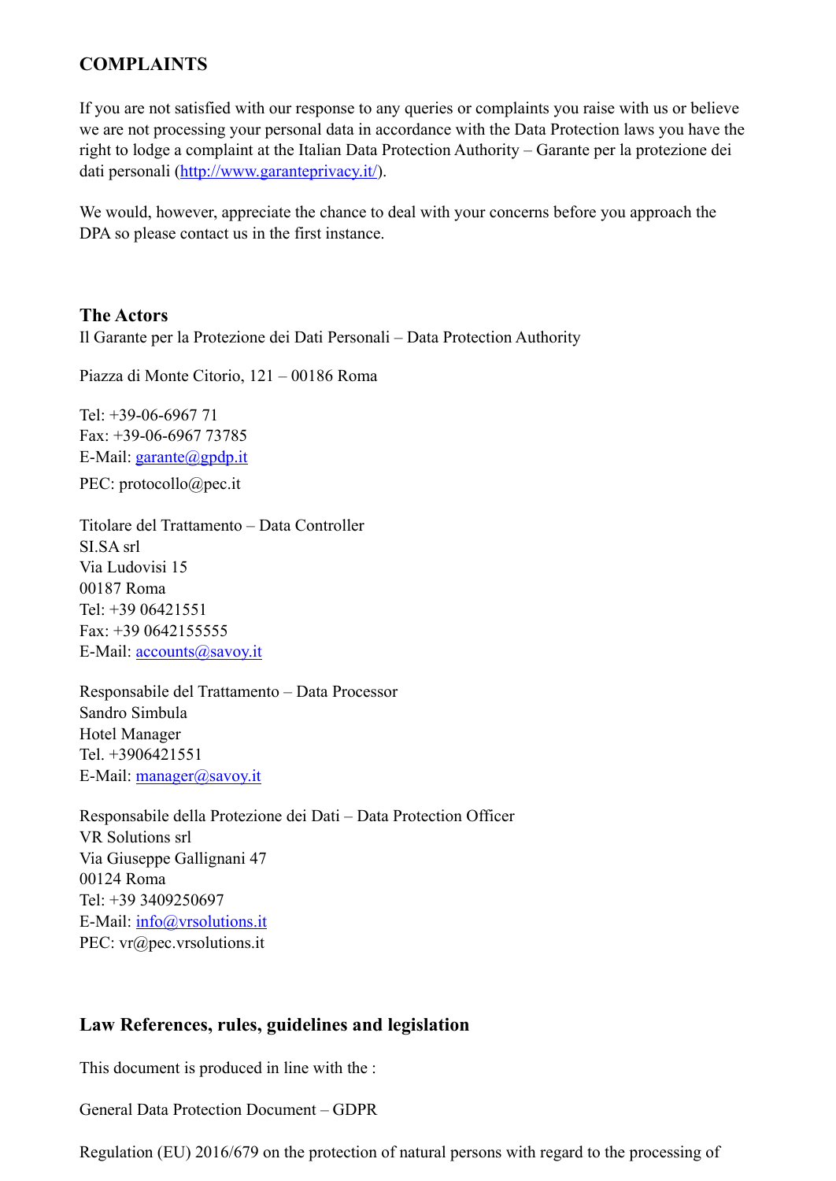## COMPLAINTS

If you are not satisfied with our response to any queries or complaints you raise with us or believe we are not processing your personal data in accordance with the Data Protection laws you have the right to lodge a complaint at the Italian Data Protection Authority – Garante per la protezione dei dati personali (http://www.garanteprivacy.it/).

We would, however, appreciate the chance to deal with your concerns before you approach the DPA so please contact us in the first instance.

### The Actors

Il Garante per la Protezione dei Dati Personali – Data Protection Authority

Piazza di Monte Citorio, 121 – 00186 Roma

Tel: +39-06-6967 71
Fax: +39-06-6967 73785
E-Mail: garante@gpdp.it
PEC: protocollo@pec.it

Titolare del Trattamento – Data Controller
SI.SA srl
Via Ludovisi 15
00187 Roma
Tel: +39 06421551
Fax: +39 0642155555
E-Mail: accounts@savoy.it

Responsabile del Trattamento – Data Processor
Sandro Simbula
Hotel Manager
Tel. +3906421551
E-Mail: manager@savoy.it

Responsabile della Protezione dei Dati – Data Protection Officer
VR Solutions srl
Via Giuseppe Gallignani 47
00124 Roma
Tel: +39 3409250697
E-Mail: info@vrsolutions.it
PEC: vr@pec.vrsolutions.it

### Law References, rules, guidelines and legislation

This document is produced in line with the :

General Data Protection Document – GDPR

Regulation (EU) 2016/679 on the protection of natural persons with regard to the processing of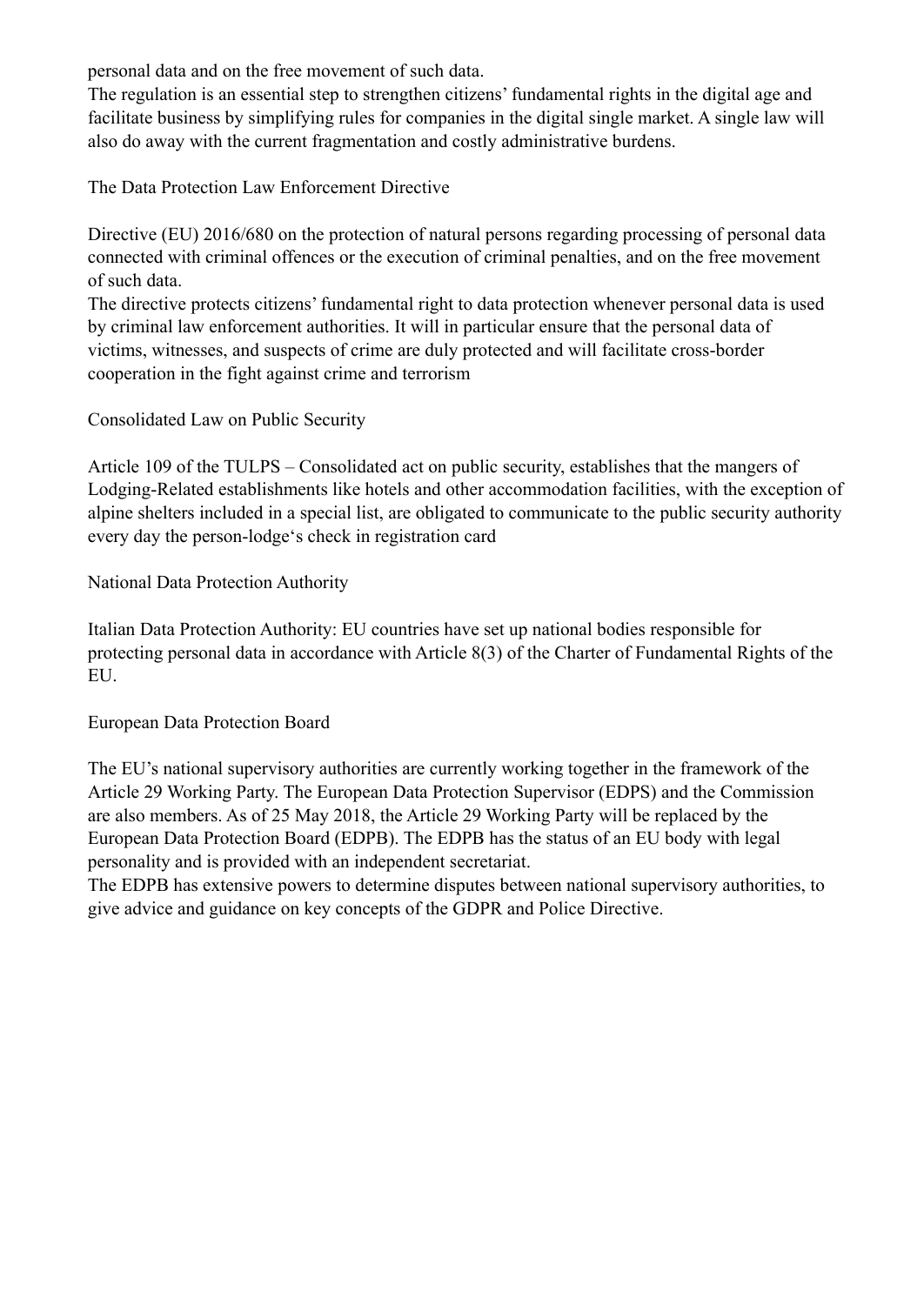personal data and on the free movement of such data.
The regulation is an essential step to strengthen citizens' fundamental rights in the digital age and facilitate business by simplifying rules for companies in the digital single market. A single law will also do away with the current fragmentation and costly administrative burdens.

## The Data Protection Law Enforcement Directive

Directive (EU) 2016/680 on the protection of natural persons regarding processing of personal data connected with criminal offences or the execution of criminal penalties, and on the free movement of such data.
The directive protects citizens' fundamental right to data protection whenever personal data is used by criminal law enforcement authorities. It will in particular ensure that the personal data of victims, witnesses, and suspects of crime are duly protected and will facilitate cross-border cooperation in the fight against crime and terrorism

## Consolidated Law on Public Security

Article 109 of the TULPS – Consolidated act on public security, establishes that the mangers of Lodging-Related establishments like hotels and other accommodation facilities, with the exception of alpine shelters included in a special list, are obligated to communicate to the public security authority every day the person-lodge's check in registration card

## National Data Protection Authority

Italian Data Protection Authority: EU countries have set up national bodies responsible for protecting personal data in accordance with Article 8(3) of the Charter of Fundamental Rights of the EU.

## European Data Protection Board

The EU's national supervisory authorities are currently working together in the framework of the Article 29 Working Party. The European Data Protection Supervisor (EDPS) and the Commission are also members. As of 25 May 2018, the Article 29 Working Party will be replaced by the European Data Protection Board (EDPB). The EDPB has the status of an EU body with legal personality and is provided with an independent secretariat.
The EDPB has extensive powers to determine disputes between national supervisory authorities, to give advice and guidance on key concepts of the GDPR and Police Directive.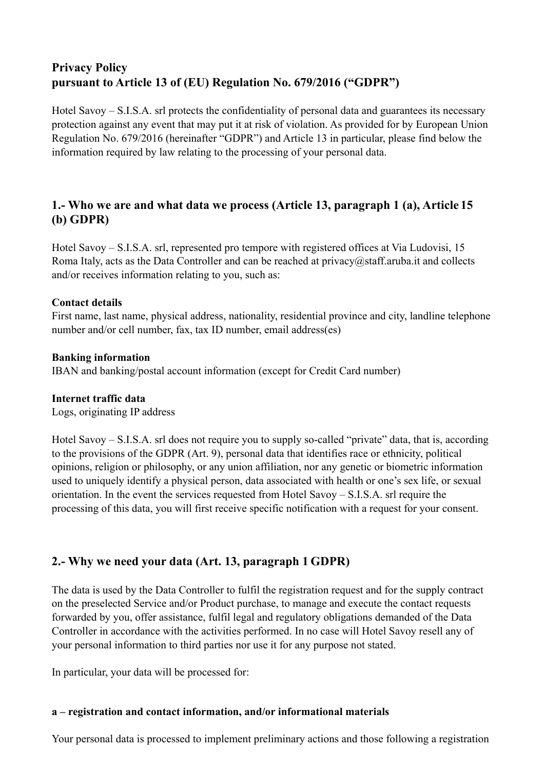## Privacy Policy
## pursuant to Article 13 of (EU) Regulation No. 679/2016 ("GDPR")

Hotel Savoy – S.I.S.A. srl protects the confidentiality of personal data and guarantees its necessary protection against any event that may put it at risk of violation. As provided for by European Union Regulation No. 679/2016 (hereinafter "GDPR") and Article 13 in particular, please find below the information required by law relating to the processing of your personal data.

### 1.- Who we are and what data we process (Article 13, paragraph 1 (a), Article 15 (b) GDPR)

Hotel Savoy – S.I.S.A. srl, represented pro tempore with registered offices at Via Ludovisi, 15 Roma Italy, acts as the Data Controller and can be reached at privacy@staff.aruba.it and collects and/or receives information relating to you, such as:

**Contact details**
First name, last name, physical address, nationality, residential province and city, landline telephone number and/or cell number, fax, tax ID number, email address(es)

**Banking information**
IBAN and banking/postal account information (except for Credit Card number)

**Internet traffic data**
Logs, originating IP address

Hotel Savoy – S.I.S.A. srl does not require you to supply so-called "private" data, that is, according to the provisions of the GDPR (Art. 9), personal data that identifies race or ethnicity, political opinions, religion or philosophy, or any union affiliation, nor any genetic or biometric information used to uniquely identify a physical person, data associated with health or one's sex life, or sexual orientation. In the event the services requested from Hotel Savoy – S.I.S.A. srl require the processing of this data, you will first receive specific notification with a request for your consent.

### 2.- Why we need your data (Art. 13, paragraph 1 GDPR)

The data is used by the Data Controller to fulfil the registration request and for the supply contract on the preselected Service and/or Product purchase, to manage and execute the contact requests forwarded by you, offer assistance, fulfil legal and regulatory obligations demanded of the Data Controller in accordance with the activities performed. In no case will Hotel Savoy resell any of your personal information to third parties nor use it for any purpose not stated.

In particular, your data will be processed for:

**a – registration and contact information, and/or informational materials**

Your personal data is processed to implement preliminary actions and those following a registration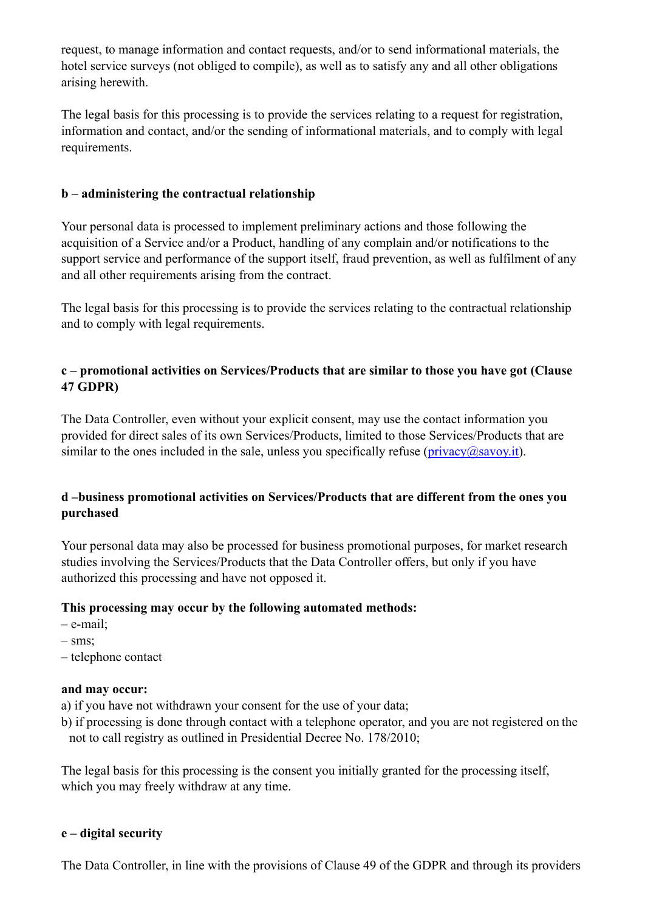request, to manage information and contact requests, and/or to send informational materials, the hotel service surveys (not obliged to compile), as well as to satisfy any and all other obligations arising herewith.

The legal basis for this processing is to provide the services relating to a request for registration, information and contact, and/or the sending of informational materials, and to comply with legal requirements.

**b – administering the contractual relationship**

Your personal data is processed to implement preliminary actions and those following the acquisition of a Service and/or a Product, handling of any complain and/or notifications to the support service and performance of the support itself, fraud prevention, as well as fulfilment of any and all other requirements arising from the contract.

The legal basis for this processing is to provide the services relating to the contractual relationship and to comply with legal requirements.

**c – promotional activities on Services/Products that are similar to those you have got (Clause 47 GDPR)**

The Data Controller, even without your explicit consent, may use the contact information you provided for direct sales of its own Services/Products, limited to those Services/Products that are similar to the ones included in the sale, unless you specifically refuse (privacy@savoy.it).

**d –business promotional activities on Services/Products that are different from the ones you purchased**

Your personal data may also be processed for business promotional purposes, for market research studies involving the Services/Products that the Data Controller offers, but only if you have authorized this processing and have not opposed it.

**This processing may occur by the following automated methods:**

– e-mail;
– sms;
– telephone contact

**and may occur:**

a) if you have not withdrawn your consent for the use of your data;
b) if processing is done through contact with a telephone operator, and you are not registered on the not to call registry as outlined in Presidential Decree No. 178/2010;

The legal basis for this processing is the consent you initially granted for the processing itself, which you may freely withdraw at any time.

**e – digital security**

The Data Controller, in line with the provisions of Clause 49 of the GDPR and through its providers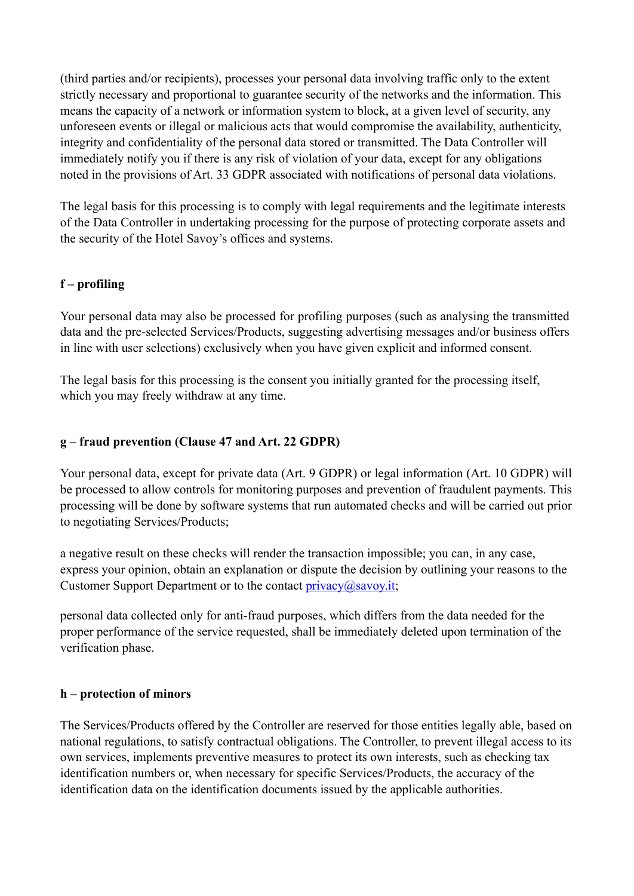(third parties and/or recipients), processes your personal data involving traffic only to the extent strictly necessary and proportional to guarantee security of the networks and the information. This means the capacity of a network or information system to block, at a given level of security, any unforeseen events or illegal or malicious acts that would compromise the availability, authenticity, integrity and confidentiality of the personal data stored or transmitted. The Data Controller will immediately notify you if there is any risk of violation of your data, except for any obligations noted in the provisions of Art. 33 GDPR associated with notifications of personal data violations.

The legal basis for this processing is to comply with legal requirements and the legitimate interests of the Data Controller in undertaking processing for the purpose of protecting corporate assets and the security of the Hotel Savoy's offices and systems.

**f – profiling**

Your personal data may also be processed for profiling purposes (such as analysing the transmitted data and the pre-selected Services/Products, suggesting advertising messages and/or business offers in line with user selections) exclusively when you have given explicit and informed consent.

The legal basis for this processing is the consent you initially granted for the processing itself, which you may freely withdraw at any time.

**g – fraud prevention (Clause 47 and Art. 22 GDPR)**

Your personal data, except for private data (Art. 9 GDPR) or legal information (Art. 10 GDPR) will be processed to allow controls for monitoring purposes and prevention of fraudulent payments. This processing will be done by software systems that run automated checks and will be carried out prior to negotiating Services/Products;

a negative result on these checks will render the transaction impossible; you can, in any case, express your opinion, obtain an explanation or dispute the decision by outlining your reasons to the Customer Support Department or to the contact privacy@savoy.it;

personal data collected only for anti-fraud purposes, which differs from the data needed for the proper performance of the service requested, shall be immediately deleted upon termination of the verification phase.

**h – protection of minors**

The Services/Products offered by the Controller are reserved for those entities legally able, based on national regulations, to satisfy contractual obligations. The Controller, to prevent illegal access to its own services, implements preventive measures to protect its own interests, such as checking tax identification numbers or, when necessary for specific Services/Products, the accuracy of the identification data on the identification documents issued by the applicable authorities.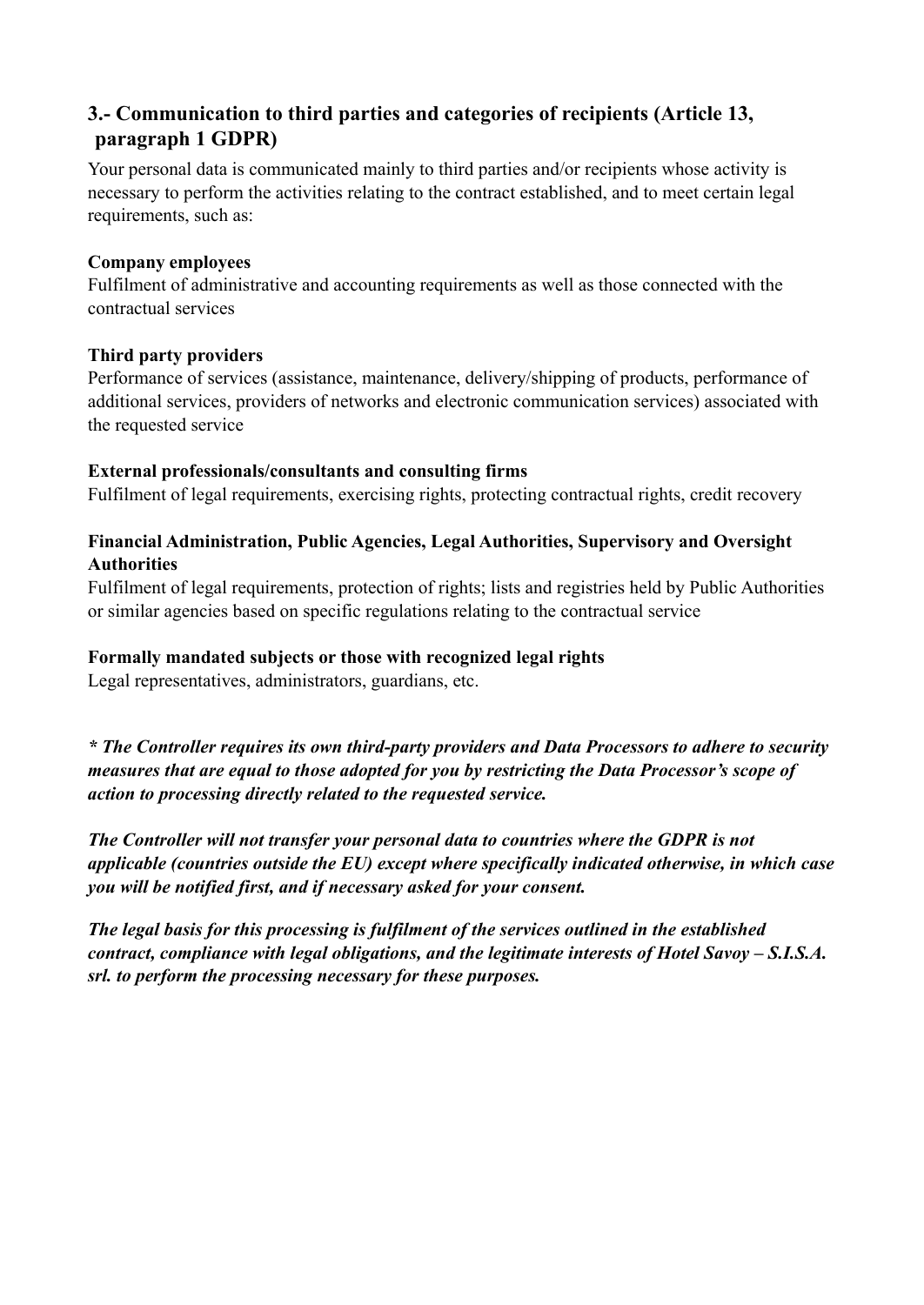## 3.- Communication to third parties and categories of recipients (Article 13, paragraph 1 GDPR)

Your personal data is communicated mainly to third parties and/or recipients whose activity is necessary to perform the activities relating to the contract established, and to meet certain legal requirements, such as:

**Company employees**
Fulfilment of administrative and accounting requirements as well as those connected with the contractual services

**Third party providers**
Performance of services (assistance, maintenance, delivery/shipping of products, performance of additional services, providers of networks and electronic communication services) associated with the requested service

**External professionals/consultants and consulting firms**
Fulfilment of legal requirements, exercising rights, protecting contractual rights, credit recovery

**Financial Administration, Public Agencies, Legal Authorities, Supervisory and Oversight Authorities**
Fulfilment of legal requirements, protection of rights; lists and registries held by Public Authorities or similar agencies based on specific regulations relating to the contractual service

**Formally mandated subjects or those with recognized legal rights**
Legal representatives, administrators, guardians, etc.

***\* The Controller requires its own third-party providers and Data Processors to adhere to security measures that are equal to those adopted for you by restricting the Data Processor's scope of action to processing directly related to the requested service.***

***The Controller will not transfer your personal data to countries where the GDPR is not applicable (countries outside the EU) except where specifically indicated otherwise, in which case you will be notified first, and if necessary asked for your consent.***

***The legal basis for this processing is fulfilment of the services outlined in the established contract, compliance with legal obligations, and the legitimate interests of Hotel Savoy – S.I.S.A. srl. to perform the processing necessary for these purposes.***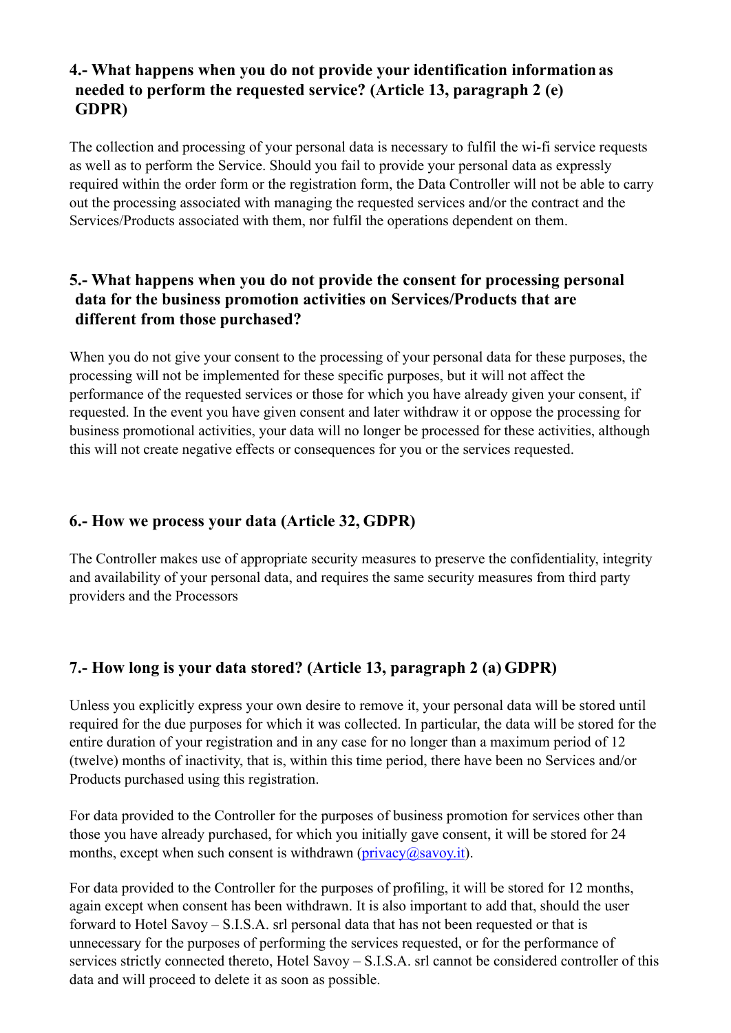## 4.- What happens when you do not provide your identification information as needed to perform the requested service? (Article 13, paragraph 2 (e) GDPR)

The collection and processing of your personal data is necessary to fulfil the wi-fi service requests as well as to perform the Service. Should you fail to provide your personal data as expressly required within the order form or the registration form, the Data Controller will not be able to carry out the processing associated with managing the requested services and/or the contract and the Services/Products associated with them, nor fulfil the operations dependent on them.

## 5.- What happens when you do not provide the consent for processing personal data for the business promotion activities on Services/Products that are different from those purchased?

When you do not give your consent to the processing of your personal data for these purposes, the processing will not be implemented for these specific purposes, but it will not affect the performance of the requested services or those for which you have already given your consent, if requested. In the event you have given consent and later withdraw it or oppose the processing for business promotional activities, your data will no longer be processed for these activities, although this will not create negative effects or consequences for you or the services requested.

## 6.- How we process your data (Article 32, GDPR)

The Controller makes use of appropriate security measures to preserve the confidentiality, integrity and availability of your personal data, and requires the same security measures from third party providers and the Processors

## 7.- How long is your data stored? (Article 13, paragraph 2 (a) GDPR)

Unless you explicitly express your own desire to remove it, your personal data will be stored until required for the due purposes for which it was collected. In particular, the data will be stored for the entire duration of your registration and in any case for no longer than a maximum period of 12 (twelve) months of inactivity, that is, within this time period, there have been no Services and/or Products purchased using this registration.

For data provided to the Controller for the purposes of business promotion for services other than those you have already purchased, for which you initially gave consent, it will be stored for 24 months, except when such consent is withdrawn (privacy@savoy.it).

For data provided to the Controller for the purposes of profiling, it will be stored for 12 months, again except when consent has been withdrawn. It is also important to add that, should the user forward to Hotel Savoy – S.I.S.A. srl personal data that has not been requested or that is unnecessary for the purposes of performing the services requested, or for the performance of services strictly connected thereto, Hotel Savoy – S.I.S.A. srl cannot be considered controller of this data and will proceed to delete it as soon as possible.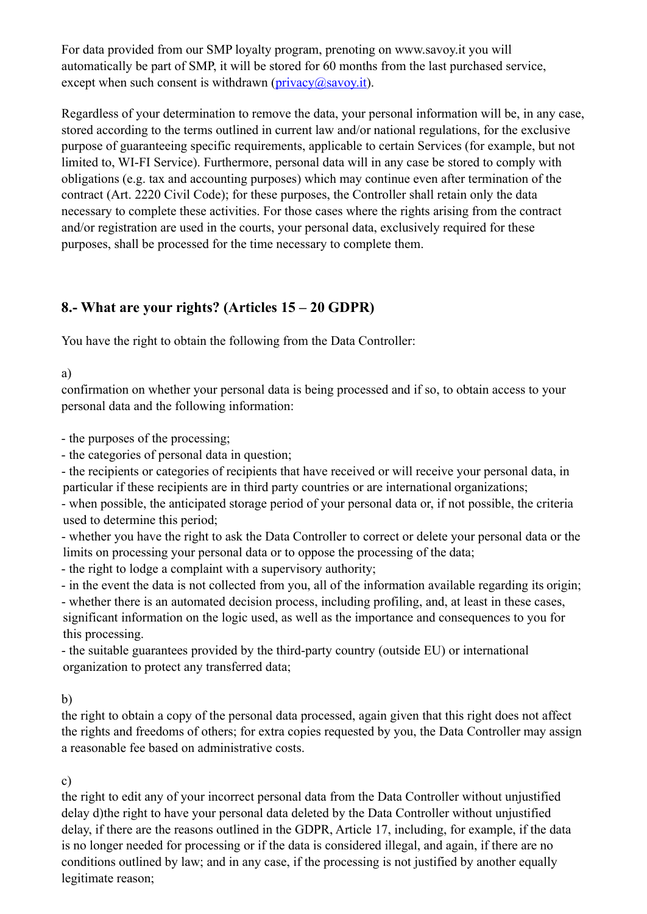For data provided from our SMP loyalty program, prenoting on www.savoy.it you will automatically be part of SMP, it will be stored for 60 months from the last purchased service, except when such consent is withdrawn (privacy@savoy.it).

Regardless of your determination to remove the data, your personal information will be, in any case, stored according to the terms outlined in current law and/or national regulations, for the exclusive purpose of guaranteeing specific requirements, applicable to certain Services (for example, but not limited to, WI-FI Service). Furthermore, personal data will in any case be stored to comply with obligations (e.g. tax and accounting purposes) which may continue even after termination of the contract (Art. 2220 Civil Code); for these purposes, the Controller shall retain only the data necessary to complete these activities. For those cases where the rights arising from the contract and/or registration are used in the courts, your personal data, exclusively required for these purposes, shall be processed for the time necessary to complete them.

## 8.- What are your rights? (Articles 15 – 20 GDPR)

You have the right to obtain the following from the Data Controller:

a)
confirmation on whether your personal data is being processed and if so, to obtain access to your personal data and the following information:

- the purposes of the processing;
- the categories of personal data in question;
- the recipients or categories of recipients that have received or will receive your personal data, in particular if these recipients are in third party countries or are international organizations;
- when possible, the anticipated storage period of your personal data or, if not possible, the criteria used to determine this period;
- whether you have the right to ask the Data Controller to correct or delete your personal data or the limits on processing your personal data or to oppose the processing of the data;
- the right to lodge a complaint with a supervisory authority;
- in the event the data is not collected from you, all of the information available regarding its origin;
- whether there is an automated decision process, including profiling, and, at least in these cases, significant information on the logic used, as well as the importance and consequences to you for this processing.
- the suitable guarantees provided by the third-party country (outside EU) or international organization to protect any transferred data;

b)
the right to obtain a copy of the personal data processed, again given that this right does not affect the rights and freedoms of others; for extra copies requested by you, the Data Controller may assign a reasonable fee based on administrative costs.

c)
the right to edit any of your incorrect personal data from the Data Controller without unjustified delay d)the right to have your personal data deleted by the Data Controller without unjustified delay, if there are the reasons outlined in the GDPR, Article 17, including, for example, if the data is no longer needed for processing or if the data is considered illegal, and again, if there are no conditions outlined by law; and in any case, if the processing is not justified by another equally legitimate reason;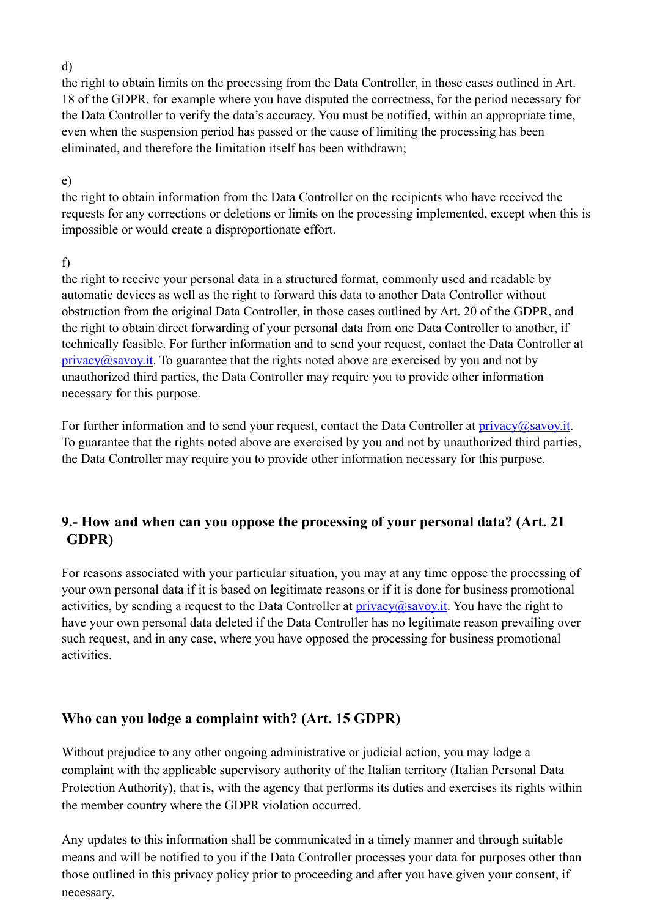d)

the right to obtain limits on the processing from the Data Controller, in those cases outlined in Art. 18 of the GDPR, for example where you have disputed the correctness, for the period necessary for the Data Controller to verify the data's accuracy. You must be notified, within an appropriate time, even when the suspension period has passed or the cause of limiting the processing has been eliminated, and therefore the limitation itself has been withdrawn;

e)

the right to obtain information from the Data Controller on the recipients who have received the requests for any corrections or deletions or limits on the processing implemented, except when this is impossible or would create a disproportionate effort.

f)

the right to receive your personal data in a structured format, commonly used and readable by automatic devices as well as the right to forward this data to another Data Controller without obstruction from the original Data Controller, in those cases outlined by Art. 20 of the GDPR, and the right to obtain direct forwarding of your personal data from one Data Controller to another, if technically feasible. For further information and to send your request, contact the Data Controller at [privacy@savoy.it](mailto:privacy@savoy.it). To guarantee that the rights noted above are exercised by you and not by unauthorized third parties, the Data Controller may require you to provide other information necessary for this purpose.

For further information and to send your request, contact the Data Controller at [privacy@savoy.it](mailto:privacy@savoy.it). To guarantee that the rights noted above are exercised by you and not by unauthorized third parties, the Data Controller may require you to provide other information necessary for this purpose.

## 9.- How and when can you oppose the processing of your personal data? (Art. 21 GDPR)

For reasons associated with your particular situation, you may at any time oppose the processing of your own personal data if it is based on legitimate reasons or if it is done for business promotional activities, by sending a request to the Data Controller at [privacy@savoy.it](mailto:privacy@savoy.it). You have the right to have your own personal data deleted if the Data Controller has no legitimate reason prevailing over such request, and in any case, where you have opposed the processing for business promotional activities.

## Who can you lodge a complaint with? (Art. 15 GDPR)

Without prejudice to any other ongoing administrative or judicial action, you may lodge a complaint with the applicable supervisory authority of the Italian territory (Italian Personal Data Protection Authority), that is, with the agency that performs its duties and exercises its rights within the member country where the GDPR violation occurred.

Any updates to this information shall be communicated in a timely manner and through suitable means and will be notified to you if the Data Controller processes your data for purposes other than those outlined in this privacy policy prior to proceeding and after you have given your consent, if necessary.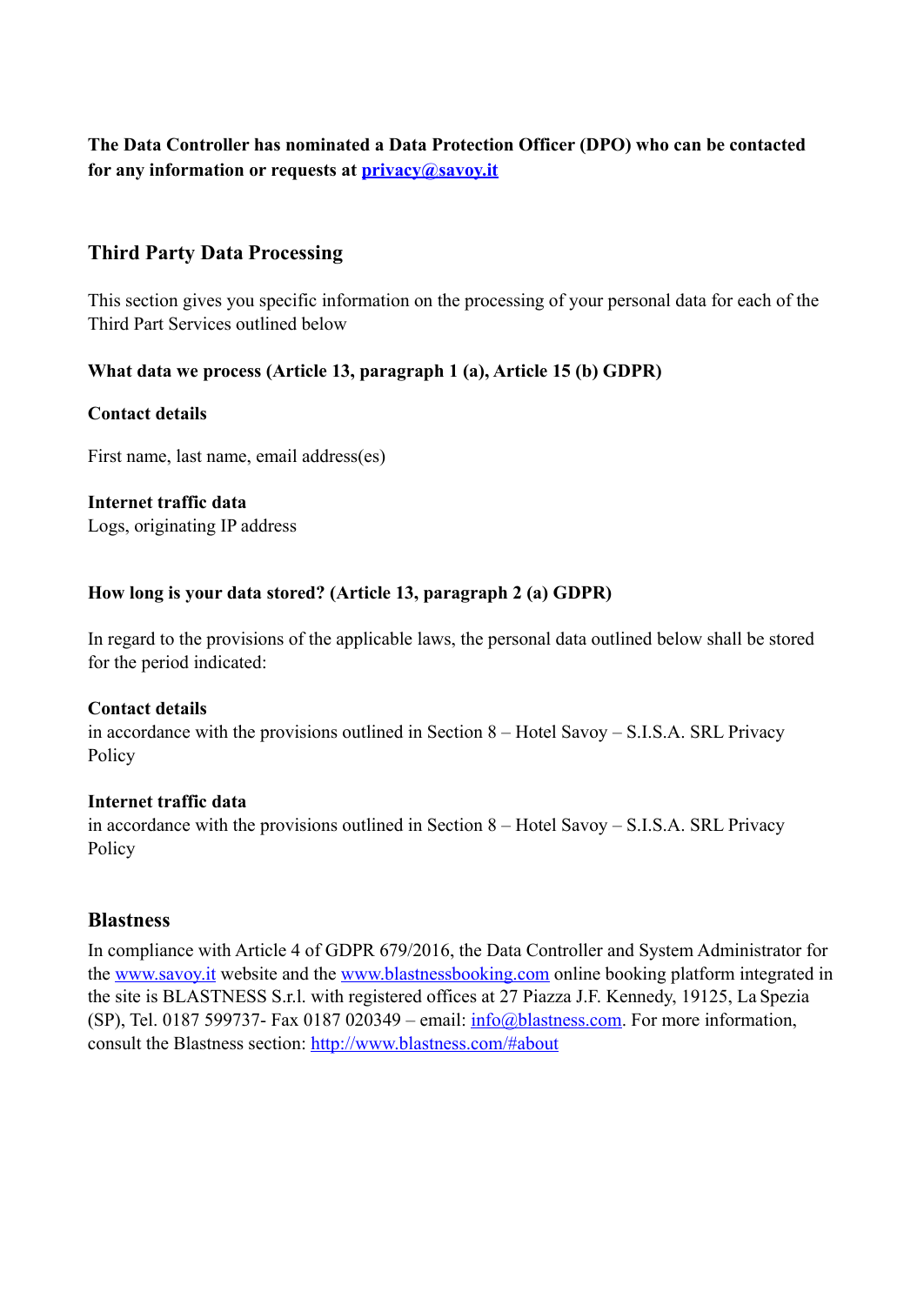**The Data Controller has nominated a Data Protection Officer (DPO) who can be contacted for any information or requests at [privacy@savoy.it](mailto:privacy@savoy.it)**

## Third Party Data Processing

This section gives you specific information on the processing of your personal data for each of the Third Part Services outlined below

**What data we process (Article 13, paragraph 1 (a), Article 15 (b) GDPR)**

**Contact details**

First name, last name, email address(es)

**Internet traffic data**
Logs, originating IP address

**How long is your data stored? (Article 13, paragraph 2 (a) GDPR)**

In regard to the provisions of the applicable laws, the personal data outlined below shall be stored for the period indicated:

**Contact details**
in accordance with the provisions outlined in Section 8 – Hotel Savoy – S.I.S.A. SRL Privacy Policy

**Internet traffic data**
in accordance with the provisions outlined in Section 8 – Hotel Savoy – S.I.S.A. SRL Privacy Policy

## Blastness

In compliance with Article 4 of GDPR 679/2016, the Data Controller and System Administrator for the [www.savoy.it](http://www.savoy.it) website and the [www.blastnessbooking.com](http://www.blastnessbooking.com) online booking platform integrated in the site is BLASTNESS S.r.l. with registered offices at 27 Piazza J.F. Kennedy, 19125, La Spezia (SP), Tel. 0187 599737- Fax 0187 020349 – email: [info@blastness.com](mailto:info@blastness.com). For more information, consult the Blastness section: [http://www.blastness.com/#about](http://www.blastness.com/#about)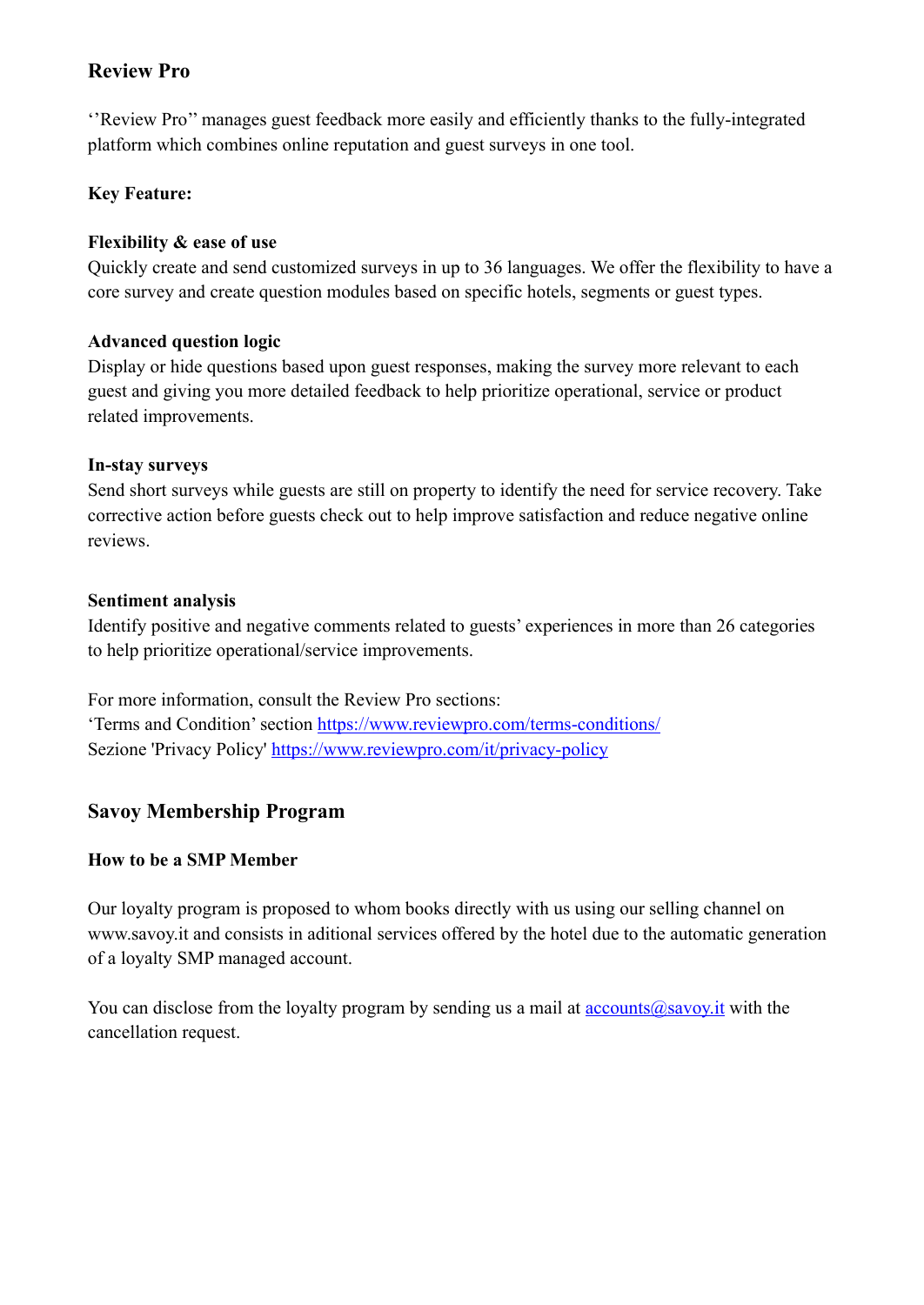## Review Pro

‘’Review Pro’’ manages guest feedback more easily and efficiently thanks to the fully-integrated platform which combines online reputation and guest surveys in one tool.

**Key Feature:**

**Flexibility & ease of use**
Quickly create and send customized surveys in up to 36 languages. We offer the flexibility to have a core survey and create question modules based on specific hotels, segments or guest types.

**Advanced question logic**
Display or hide questions based upon guest responses, making the survey more relevant to each guest and giving you more detailed feedback to help prioritize operational, service or product related improvements.

**In-stay surveys**
Send short surveys while guests are still on property to identify the need for service recovery. Take corrective action before guests check out to help improve satisfaction and reduce negative online reviews.

**Sentiment analysis**
Identify positive and negative comments related to guests’ experiences in more than 26 categories to help prioritize operational/service improvements.

For more information, consult the Review Pro sections:
‘Terms and Condition’ section [https://www.reviewpro.com/terms-conditions/](https://www.reviewpro.com/terms-conditions/)
Sezione 'Privacy Policy' [https://www.reviewpro.com/it/privacy-policy](https://www.reviewpro.com/it/privacy-policy)

## Savoy Membership Program

**How to be a SMP Member**

Our loyalty program is proposed to whom books directly with us using our selling channel on www.savoy.it and consists in aditional services offered by the hotel due to the automatic generation of a loyalty SMP managed account.

You can disclose from the loyalty program by sending us a mail at [accounts@savoy.it](mailto:accounts@savoy.it) with the cancellation request.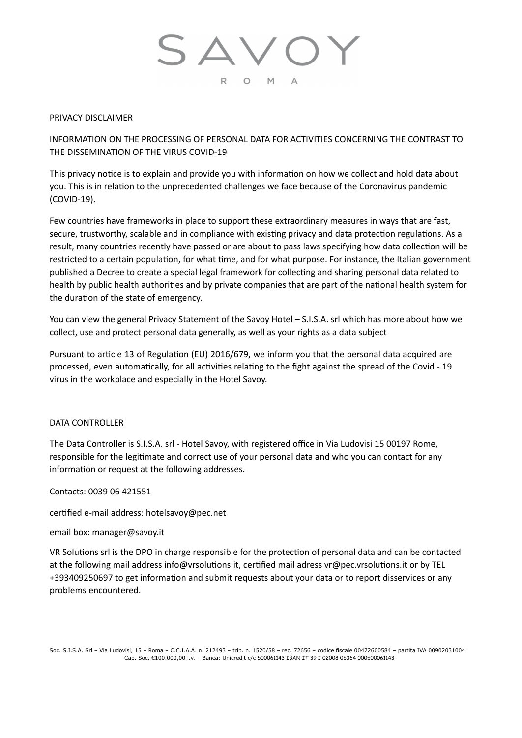# SAVOY

ROMA

PRIVACY DISCLAIMER

INFORMATION ON THE PROCESSING OF PERSONAL DATA FOR ACTIVITIES CONCERNING THE CONTRAST TO THE DISSEMINATION OF THE VIRUS COVID-19

This privacy notice is to explain and provide you with information on how we collect and hold data about you. This is in relation to the unprecedented challenges we face because of the Coronavirus pandemic (COVID-19).

Few countries have frameworks in place to support these extraordinary measures in ways that are fast, secure, trustworthy, scalable and in compliance with existing privacy and data protection regulations. As a result, many countries recently have passed or are about to pass laws specifying how data collection will be restricted to a certain population, for what time, and for what purpose. For instance, the Italian government published a Decree to create a special legal framework for collecting and sharing personal data related to health by public health authorities and by private companies that are part of the national health system for the duration of the state of emergency.

You can view the general Privacy Statement of the Savoy Hotel – S.I.S.A. srl which has more about how we collect, use and protect personal data generally, as well as your rights as a data subject

Pursuant to article 13 of Regulation (EU) 2016/679, we inform you that the personal data acquired are processed, even automatically, for all activities relating to the fight against the spread of the Covid - 19 virus in the workplace and especially in the Hotel Savoy.

DATA CONTROLLER

The Data Controller is S.I.S.A. srl - Hotel Savoy, with registered office in Via Ludovisi 15 00197 Rome, responsible for the legitimate and correct use of your personal data and who you can contact for any information or request at the following addresses.

Contacts: 0039 06 421551

certified e-mail address: hotelsavoy@pec.net

email box: manager@savoy.it

VR Solutions srl is the DPO in charge responsible for the protection of personal data and can be contacted at the following mail address info@vrsolutions.it, certified mail adress vr@pec.vrsolutions.it or by TEL +393409250697 to get information and submit requests about your data or to report disservices or any problems encountered.

Soc. S.I.S.A. Srl – Via Ludovisi, 15 – Roma – C.C.I.A.A. n. 212493 – trib. n. 1520/58 – rec. 72656 – codice fiscale 00472600584 – partita IVA 00902031004
Cap. Soc. €100.000,00 i.v. – Banca: Unicredit c/c 500061143 IBAN IT 39 I 02008 05364 000500061143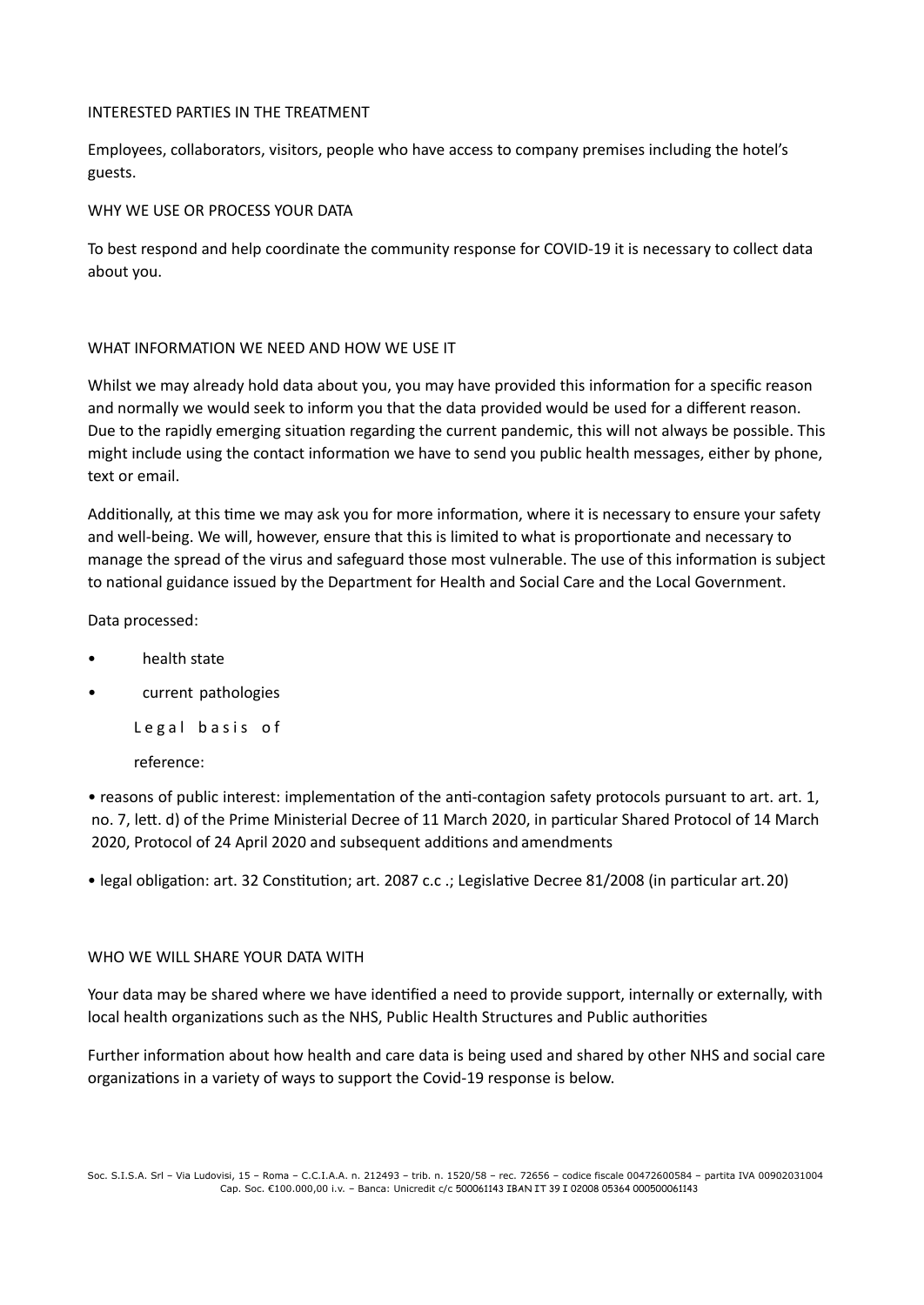INTERESTED PARTIES IN THE TREATMENT

Employees, collaborators, visitors, people who have access to company premises including the hotel's guests.

WHY WE USE OR PROCESS YOUR DATA

To best respond and help coordinate the community response for COVID-19 it is necessary to collect data about you.

WHAT INFORMATION WE NEED AND HOW WE USE IT

Whilst we may already hold data about you, you may have provided this information for a specific reason and normally we would seek to inform you that the data provided would be used for a different reason. Due to the rapidly emerging situation regarding the current pandemic, this will not always be possible. This might include using the contact information we have to send you public health messages, either by phone, text or email.

Additionally, at this time we may ask you for more information, where it is necessary to ensure your safety and well-being. We will, however, ensure that this is limited to what is proportionate and necessary to manage the spread of the virus and safeguard those most vulnerable. The use of this information is subject to national guidance issued by the Department for Health and Social Care and the Local Government.

Data processed:

- health state
- current pathologies

Legal basis of reference:

- reasons of public interest: implementation of the anti-contagion safety protocols pursuant to art. art. 1, no. 7, lett. d) of the Prime Ministerial Decree of 11 March 2020, in particular Shared Protocol of 14 March 2020, Protocol of 24 April 2020 and subsequent additions and amendments
- legal obligation: art. 32 Constitution; art. 2087 c.c .; Legislative Decree 81/2008 (in particular art. 20)

WHO WE WILL SHARE YOUR DATA WITH

Your data may be shared where we have identified a need to provide support, internally or externally, with local health organizations such as the NHS, Public Health Structures and Public authorities

Further information about how health and care data is being used and shared by other NHS and social care organizations in a variety of ways to support the Covid-19 response is below.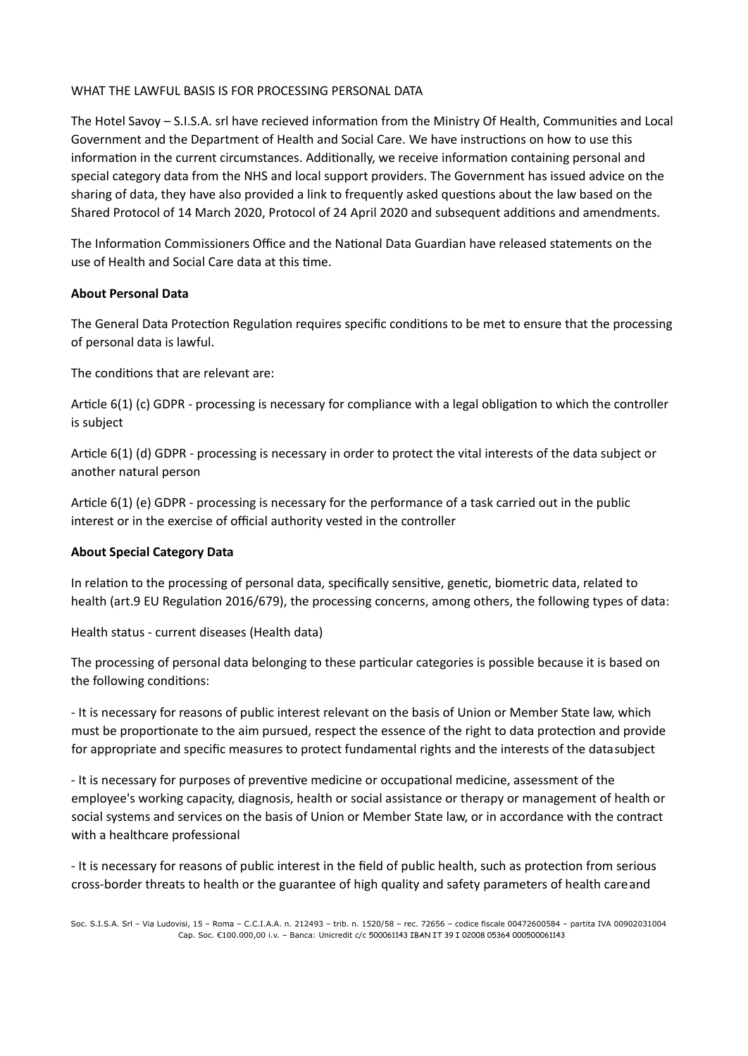WHAT THE LAWFUL BASIS IS FOR PROCESSING PERSONAL DATA

The Hotel Savoy – S.I.S.A. srl have recieved information from the Ministry Of Health, Communities and Local Government and the Department of Health and Social Care. We have instructions on how to use this information in the current circumstances. Additionally, we receive information containing personal and special category data from the NHS and local support providers. The Government has issued advice on the sharing of data, they have also provided a link to frequently asked questions about the law based on the Shared Protocol of 14 March 2020, Protocol of 24 April 2020 and subsequent additions and amendments.

The Information Commissioners Office and the National Data Guardian have released statements on the use of Health and Social Care data at this time.

**About Personal Data**

The General Data Protection Regulation requires specific conditions to be met to ensure that the processing of personal data is lawful.

The conditions that are relevant are:

Article 6(1) (c) GDPR - processing is necessary for compliance with a legal obligation to which the controller is subject

Article 6(1) (d) GDPR - processing is necessary in order to protect the vital interests of the data subject or another natural person

Article 6(1) (e) GDPR - processing is necessary for the performance of a task carried out in the public interest or in the exercise of official authority vested in the controller

**About Special Category Data**

In relation to the processing of personal data, specifically sensitive, genetic, biometric data, related to health (art.9 EU Regulation 2016/679), the processing concerns, among others, the following types of data:

Health status - current diseases (Health data)

The processing of personal data belonging to these particular categories is possible because it is based on the following conditions:

- It is necessary for reasons of public interest relevant on the basis of Union or Member State law, which must be proportionate to the aim pursued, respect the essence of the right to data protection and provide for appropriate and specific measures to protect fundamental rights and the interests of the datasubject

- It is necessary for purposes of preventive medicine or occupational medicine, assessment of the employee's working capacity, diagnosis, health or social assistance or therapy or management of health or social systems and services on the basis of Union or Member State law, or in accordance with the contract with a healthcare professional

- It is necessary for reasons of public interest in the field of public health, such as protection from serious cross-border threats to health or the guarantee of high quality and safety parameters of health careand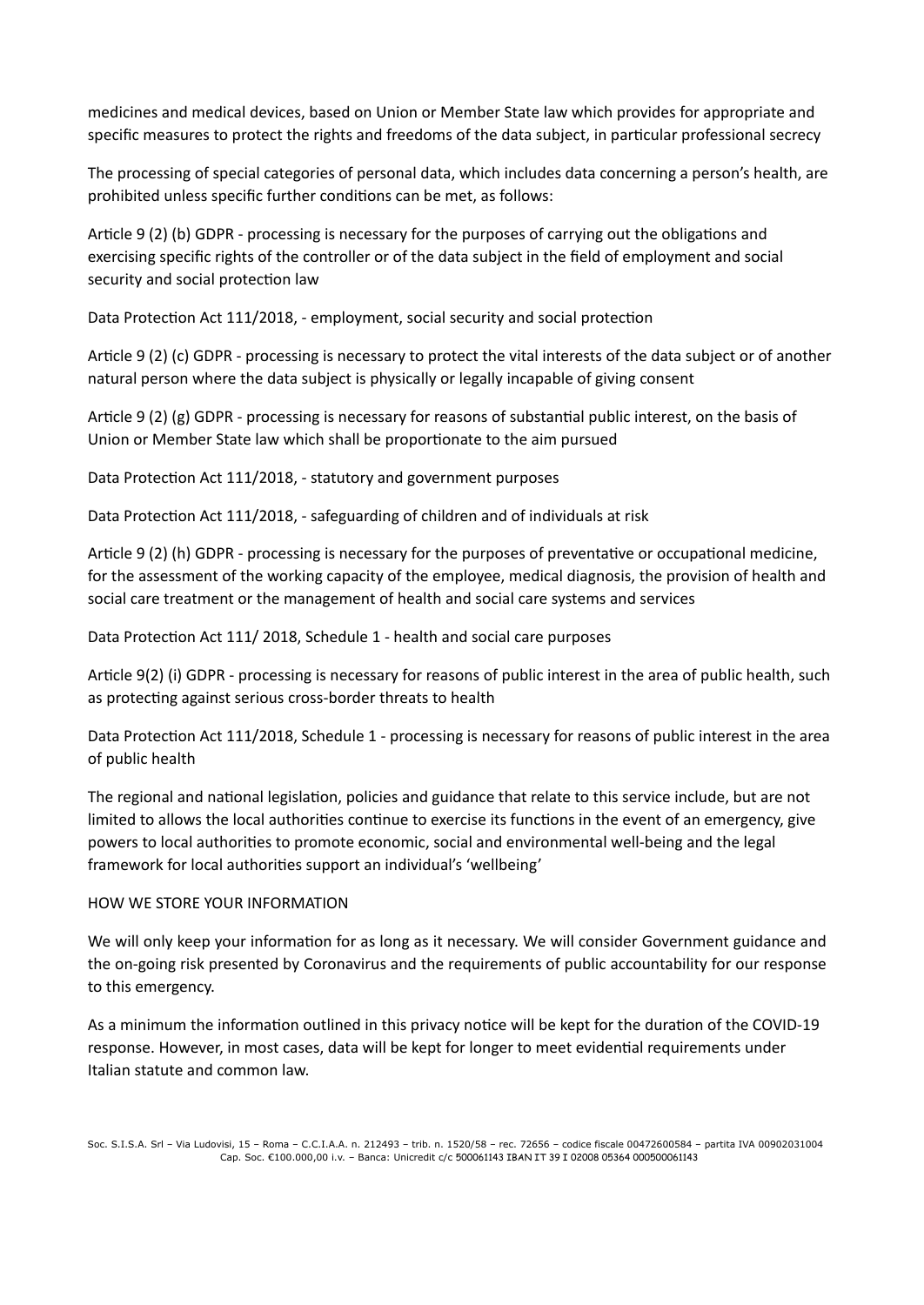medicines and medical devices, based on Union or Member State law which provides for appropriate and specific measures to protect the rights and freedoms of the data subject, in particular professional secrecy

The processing of special categories of personal data, which includes data concerning a person's health, are prohibited unless specific further conditions can be met, as follows:

Article 9 (2) (b) GDPR - processing is necessary for the purposes of carrying out the obligations and exercising specific rights of the controller or of the data subject in the field of employment and social security and social protection law

Data Protection Act 111/2018, - employment, social security and social protection

Article 9 (2) (c) GDPR - processing is necessary to protect the vital interests of the data subject or of another natural person where the data subject is physically or legally incapable of giving consent

Article 9 (2) (g) GDPR - processing is necessary for reasons of substantial public interest, on the basis of Union or Member State law which shall be proportionate to the aim pursued

Data Protection Act 111/2018, - statutory and government purposes

Data Protection Act 111/2018, - safeguarding of children and of individuals at risk

Article 9 (2) (h) GDPR - processing is necessary for the purposes of preventative or occupational medicine, for the assessment of the working capacity of the employee, medical diagnosis, the provision of health and social care treatment or the management of health and social care systems and services

Data Protection Act 111/ 2018, Schedule 1 - health and social care purposes

Article 9(2) (i) GDPR - processing is necessary for reasons of public interest in the area of public health, such as protecting against serious cross-border threats to health

Data Protection Act 111/2018, Schedule 1 - processing is necessary for reasons of public interest in the area of public health

The regional and national legislation, policies and guidance that relate to this service include, but are not limited to allows the local authorities continue to exercise its functions in the event of an emergency, give powers to local authorities to promote economic, social and environmental well-being and the legal framework for local authorities support an individual's 'wellbeing'

HOW WE STORE YOUR INFORMATION

We will only keep your information for as long as it necessary. We will consider Government guidance and the on-going risk presented by Coronavirus and the requirements of public accountability for our response to this emergency.

As a minimum the information outlined in this privacy notice will be kept for the duration of the COVID-19 response. However, in most cases, data will be kept for longer to meet evidential requirements under Italian statute and common law.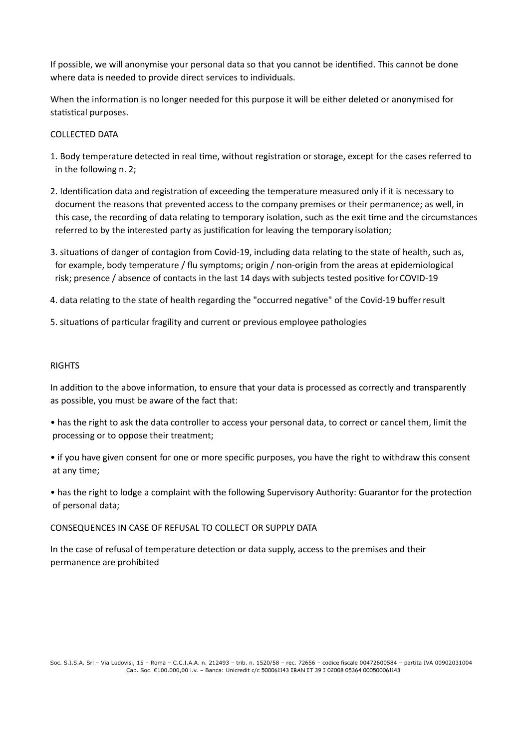If possible, we will anonymise your personal data so that you cannot be identified. This cannot be done where data is needed to provide direct services to individuals.

When the information is no longer needed for this purpose it will be either deleted or anonymised for statistical purposes.

## COLLECTED DATA

1. Body temperature detected in real time, without registration or storage, except for the cases referred to in the following n. 2;
2. Identification data and registration of exceeding the temperature measured only if it is necessary to document the reasons that prevented access to the company premises or their permanence; as well, in this case, the recording of data relating to temporary isolation, such as the exit time and the circumstances referred to by the interested party as justification for leaving the temporary isolation;
3. situations of danger of contagion from Covid-19, including data relating to the state of health, such as, for example, body temperature / flu symptoms; origin / non-origin from the areas at epidemiological risk; presence / absence of contacts in the last 14 days with subjects tested positive for COVID-19
4. data relating to the state of health regarding the "occurred negative" of the Covid-19 buffer result
5. situations of particular fragility and current or previous employee pathologies

## RIGHTS

In addition to the above information, to ensure that your data is processed as correctly and transparently as possible, you must be aware of the fact that:

- has the right to ask the data controller to access your personal data, to correct or cancel them, limit the processing or to oppose their treatment;
- if you have given consent for one or more specific purposes, you have the right to withdraw this consent at any time;
- has the right to lodge a complaint with the following Supervisory Authority: Guarantor for the protection of personal data;

## CONSEQUENCES IN CASE OF REFUSAL TO COLLECT OR SUPPLY DATA

In the case of refusal of temperature detection or data supply, access to the premises and their permanence are prohibited